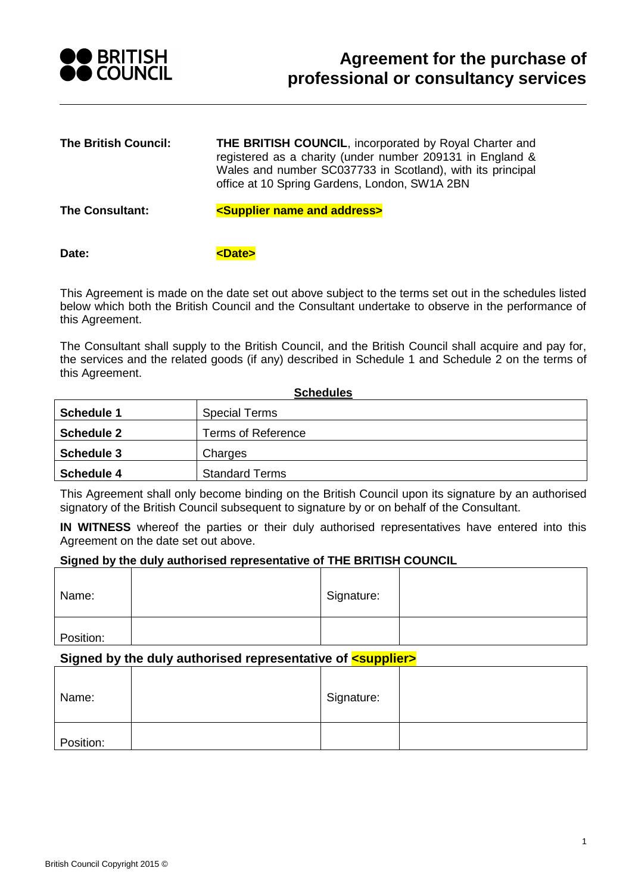# Agreement for the purchase of professional or consultancy services

| | |
|---|---|
| **The British Council:** | **THE BRITISH COUNCIL**, incorporated by Royal Charter and registered as a charity (under number 209131 in England & Wales and number SC037733 in Scotland), with its principal office at 10 Spring Gardens, London, SW1A 2BN |
| **The Consultant:** | **<Supplier name and address>** |
| **Date:** | **<Date>** |

This Agreement is made on the date set out above subject to the terms set out in the schedules listed below which both the British Council and the Consultant undertake to observe in the performance of this Agreement.

The Consultant shall supply to the British Council, and the British Council shall acquire and pay for, the services and the related goods (if any) described in Schedule 1 and Schedule 2 on the terms of this Agreement.

**Schedules**

| | |
|---|---|
| **Schedule 1** | Special Terms |
| **Schedule 2** | Terms of Reference |
| **Schedule 3** | Charges |
| **Schedule 4** | Standard Terms |

This Agreement shall only become binding on the British Council upon its signature by an authorised signatory of the British Council subsequent to signature by or on behalf of the Consultant.

**IN WITNESS** whereof the parties or their duly authorised representatives have entered into this Agreement on the date set out above.

**Signed by the duly authorised representative of THE BRITISH COUNCIL**

| | | | |
|---|---|---|---|
| Name: | | Signature: | |
| Position: | | | |

**Signed by the duly authorised representative of <supplier>**

| | | | |
|---|---|---|---|
| Name: | | Signature: | |
| Position: | | | |

British Council Copyright 2015 ©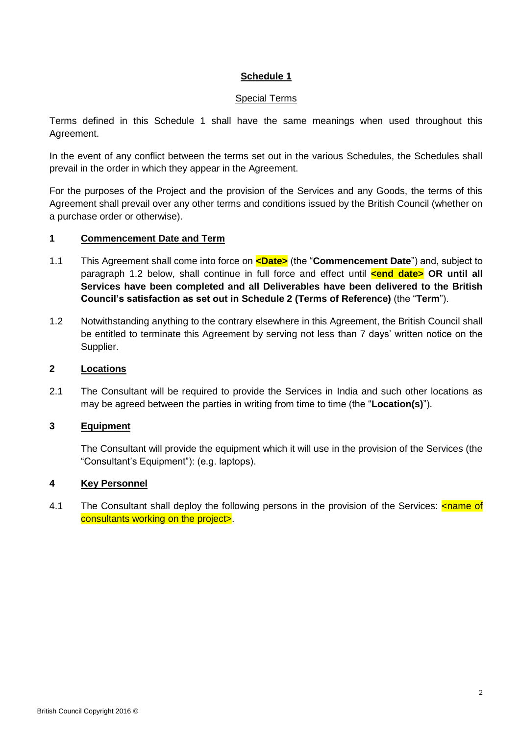# Schedule 1

## Special Terms

Terms defined in this Schedule 1 shall have the same meanings when used throughout this Agreement.

In the event of any conflict between the terms set out in the various Schedules, the Schedules shall prevail in the order in which they appear in the Agreement.

For the purposes of the Project and the provision of the Services and any Goods, the terms of this Agreement shall prevail over any other terms and conditions issued by the British Council (whether on a purchase order or otherwise).

### 1 Commencement Date and Term

1.1 This Agreement shall come into force on **<Date>** (the "**Commencement Date**") and, subject to paragraph 1.2 below, shall continue in full force and effect until **<end date> OR until all Services have been completed and all Deliverables have been delivered to the British Council's satisfaction as set out in Schedule 2 (Terms of Reference)** (the "**Term**").

1.2 Notwithstanding anything to the contrary elsewhere in this Agreement, the British Council shall be entitled to terminate this Agreement by serving not less than 7 days' written notice on the Supplier.

### 2 Locations

2.1 The Consultant will be required to provide the Services in India and such other locations as may be agreed between the parties in writing from time to time (the "**Location(s)**").

### 3 Equipment

The Consultant will provide the equipment which it will use in the provision of the Services (the "Consultant's Equipment"): (e.g. laptops).

### 4 Key Personnel

4.1 The Consultant shall deploy the following persons in the provision of the Services: <name of consultants working on the project>.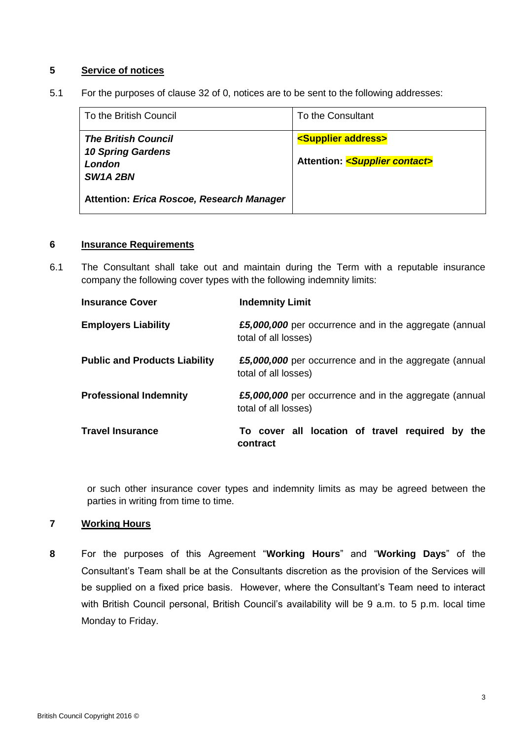## 5 Service of notices

5.1 For the purposes of clause 32 of 0, notices are to be sent to the following addresses:

| To the British Council | To the Consultant |
|---|---|
| ***The British Council***<br>***10 Spring Gardens***<br>***London***<br>***SW1A 2BN***<br><br>**Attention:** ***Erica Roscoe, Research Manager*** | **<Supplier address>**<br><br>**Attention:** ***<Supplier contact>*** |

## 6 Insurance Requirements

6.1 The Consultant shall take out and maintain during the Term with a reputable insurance company the following cover types with the following indemnity limits:

| Insurance Cover | Indemnity Limit |
|---|---|
| **Employers Liability** | ***£5,000,000*** per occurrence and in the aggregate (annual total of all losses) |
| **Public and Products Liability** | ***£5,000,000*** per occurrence and in the aggregate (annual total of all losses) |
| **Professional Indemnity** | ***£5,000,000*** per occurrence and in the aggregate (annual total of all losses) |
| **Travel Insurance** | **To cover all location of travel required by the contract** |

or such other insurance cover types and indemnity limits as may be agreed between the parties in writing from time to time.

## 7 Working Hours

**8** For the purposes of this Agreement "**Working Hours**" and "**Working Days**" of the Consultant's Team shall be at the Consultants discretion as the provision of the Services will be supplied on a fixed price basis. However, where the Consultant's Team need to interact with British Council personal, British Council's availability will be 9 a.m. to 5 p.m. local time Monday to Friday.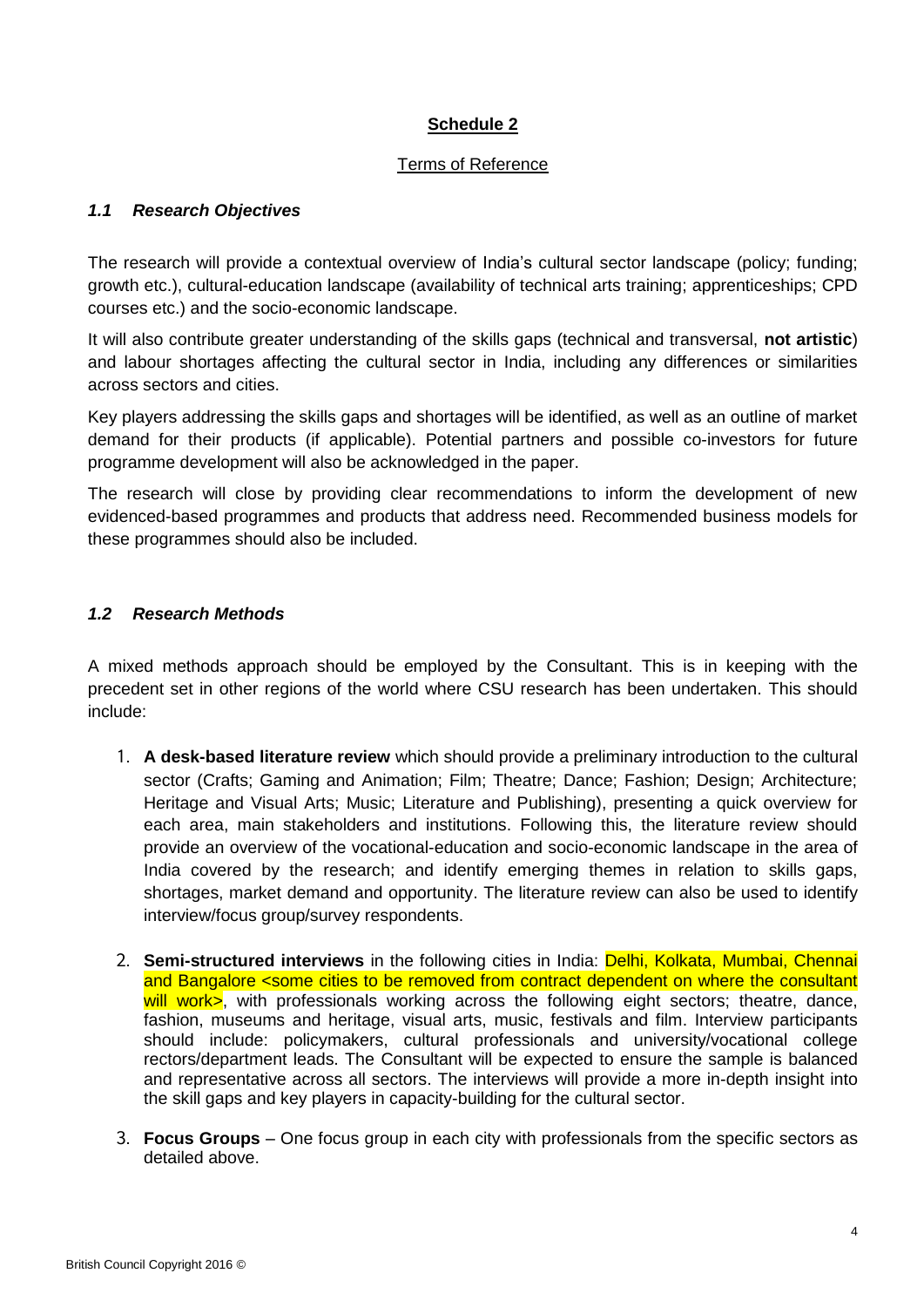## Schedule 2

Terms of Reference

### *1.1 Research Objectives*

The research will provide a contextual overview of India's cultural sector landscape (policy; funding; growth etc.), cultural-education landscape (availability of technical arts training; apprenticeships; CPD courses etc.) and the socio-economic landscape.

It will also contribute greater understanding of the skills gaps (technical and transversal, **not artistic**) and labour shortages affecting the cultural sector in India, including any differences or similarities across sectors and cities.

Key players addressing the skills gaps and shortages will be identified, as well as an outline of market demand for their products (if applicable). Potential partners and possible co-investors for future programme development will also be acknowledged in the paper.

The research will close by providing clear recommendations to inform the development of new evidenced-based programmes and products that address need. Recommended business models for these programmes should also be included.

### *1.2 Research Methods*

A mixed methods approach should be employed by the Consultant. This is in keeping with the precedent set in other regions of the world where CSU research has been undertaken. This should include:

1. **A desk-based literature review** which should provide a preliminary introduction to the cultural sector (Crafts; Gaming and Animation; Film; Theatre; Dance; Fashion; Design; Architecture; Heritage and Visual Arts; Music; Literature and Publishing), presenting a quick overview for each area, main stakeholders and institutions. Following this, the literature review should provide an overview of the vocational-education and socio-economic landscape in the area of India covered by the research; and identify emerging themes in relation to skills gaps, shortages, market demand and opportunity. The literature review can also be used to identify interview/focus group/survey respondents.

2. **Semi-structured interviews** in the following cities in India: Delhi, Kolkata, Mumbai, Chennai and Bangalore <some cities to be removed from contract dependent on where the consultant will work>, with professionals working across the following eight sectors; theatre, dance, fashion, museums and heritage, visual arts, music, festivals and film. Interview participants should include: policymakers, cultural professionals and university/vocational college rectors/department leads. The Consultant will be expected to ensure the sample is balanced and representative across all sectors. The interviews will provide a more in-depth insight into the skill gaps and key players in capacity-building for the cultural sector.

3. **Focus Groups** – One focus group in each city with professionals from the specific sectors as detailed above.

British Council Copyright 2016 ©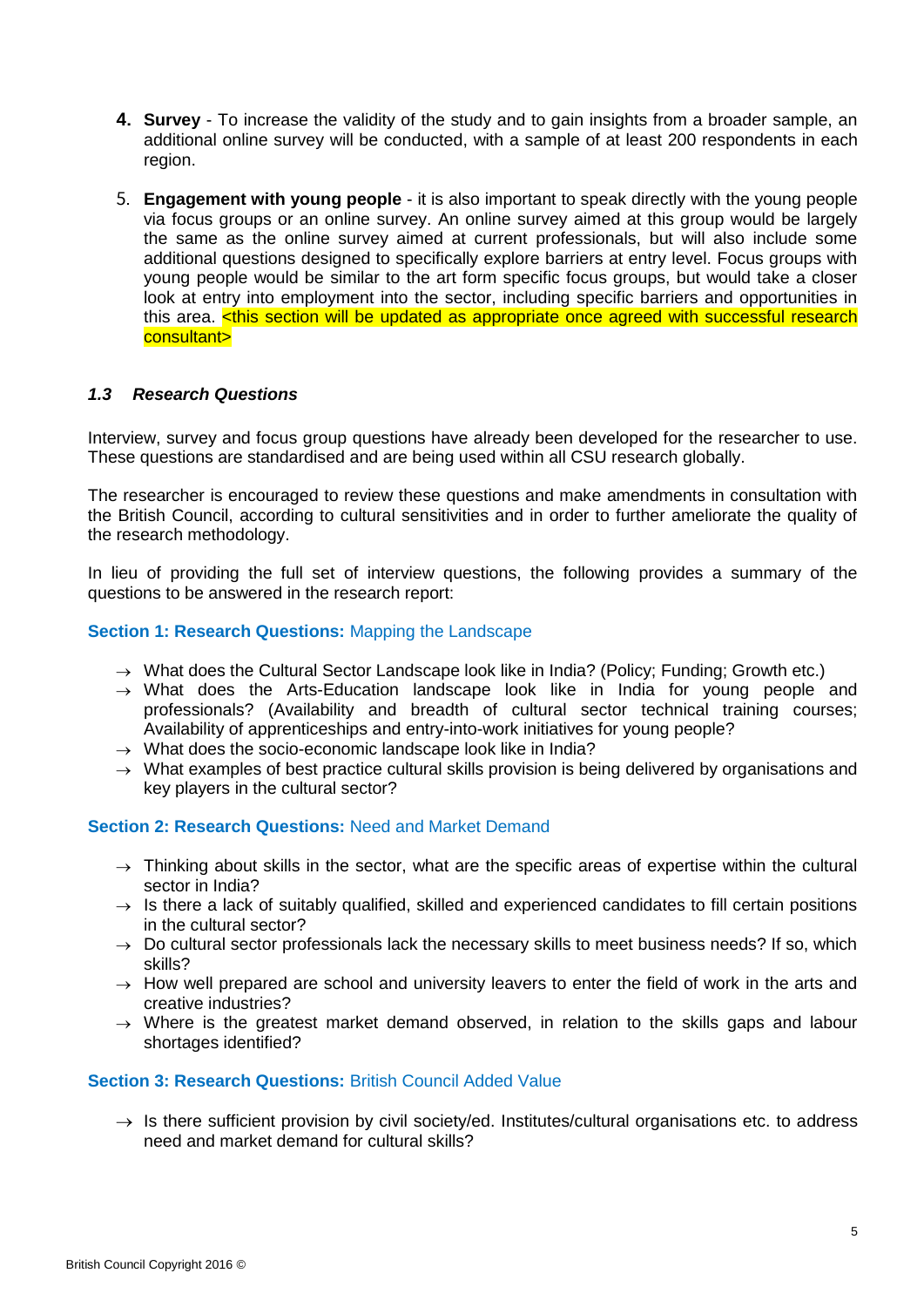4. **Survey** - To increase the validity of the study and to gain insights from a broader sample, an additional online survey will be conducted, with a sample of at least 200 respondents in each region.

5. **Engagement with young people** - it is also important to speak directly with the young people via focus groups or an online survey. An online survey aimed at this group would be largely the same as the online survey aimed at current professionals, but will also include some additional questions designed to specifically explore barriers at entry level. Focus groups with young people would be similar to the art form specific focus groups, but would take a closer look at entry into employment into the sector, including specific barriers and opportunities in this area. <this section will be updated as appropriate once agreed with successful research consultant>

### *1.3 Research Questions*

Interview, survey and focus group questions have already been developed for the researcher to use. These questions are standardised and are being used within all CSU research globally.

The researcher is encouraged to review these questions and make amendments in consultation with the British Council, according to cultural sensitivities and in order to further ameliorate the quality of the research methodology.

In lieu of providing the full set of interview questions, the following provides a summary of the questions to be answered in the research report:

#### **Section 1: Research Questions:** Mapping the Landscape

- → What does the Cultural Sector Landscape look like in India? (Policy; Funding; Growth etc.)
- → What does the Arts-Education landscape look like in India for young people and professionals? (Availability and breadth of cultural sector technical training courses; Availability of apprenticeships and entry-into-work initiatives for young people?
- → What does the socio-economic landscape look like in India?
- → What examples of best practice cultural skills provision is being delivered by organisations and key players in the cultural sector?

#### **Section 2: Research Questions:** Need and Market Demand

- → Thinking about skills in the sector, what are the specific areas of expertise within the cultural sector in India?
- → Is there a lack of suitably qualified, skilled and experienced candidates to fill certain positions in the cultural sector?
- → Do cultural sector professionals lack the necessary skills to meet business needs? If so, which skills?
- → How well prepared are school and university leavers to enter the field of work in the arts and creative industries?
- → Where is the greatest market demand observed, in relation to the skills gaps and labour shortages identified?

#### **Section 3: Research Questions:** British Council Added Value

- → Is there sufficient provision by civil society/ed. Institutes/cultural organisations etc. to address need and market demand for cultural skills?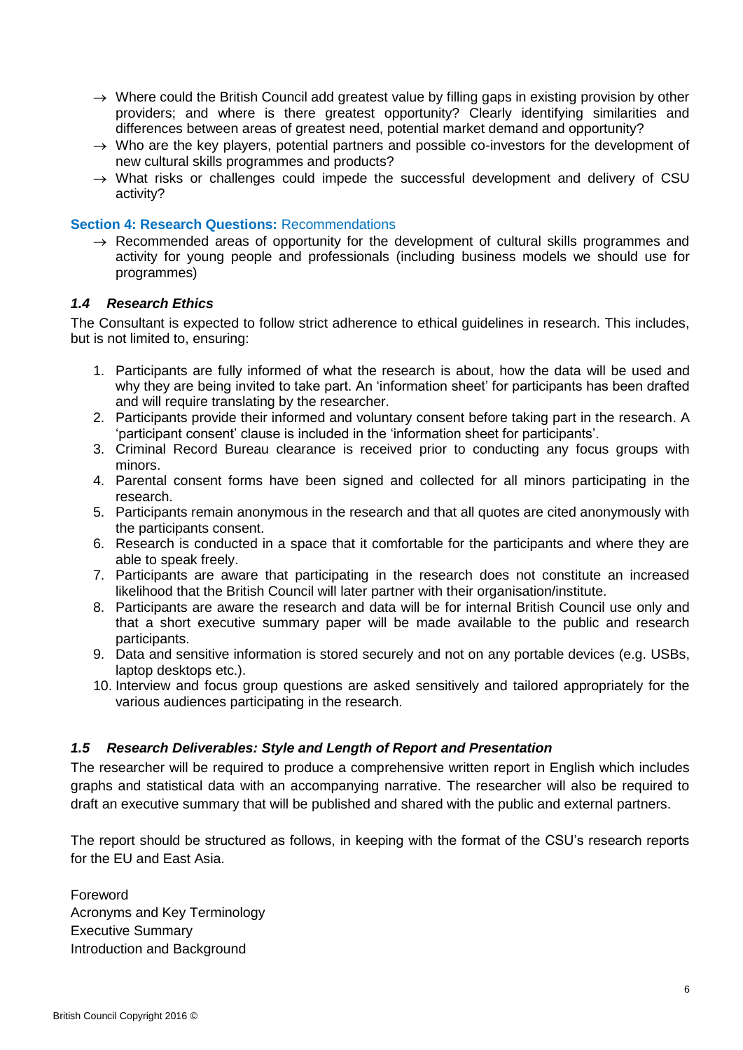- → Where could the British Council add greatest value by filling gaps in existing provision by other providers; and where is there greatest opportunity? Clearly identifying similarities and differences between areas of greatest need, potential market demand and opportunity?
- → Who are the key players, potential partners and possible co-investors for the development of new cultural skills programmes and products?
- → What risks or challenges could impede the successful development and delivery of CSU activity?

**Section 4: Research Questions:** Recommendations

- → Recommended areas of opportunity for the development of cultural skills programmes and activity for young people and professionals (including business models we should use for programmes)

### *1.4 Research Ethics*

The Consultant is expected to follow strict adherence to ethical guidelines in research. This includes, but is not limited to, ensuring:

1. Participants are fully informed of what the research is about, how the data will be used and why they are being invited to take part. An 'information sheet' for participants has been drafted and will require translating by the researcher.
2. Participants provide their informed and voluntary consent before taking part in the research. A 'participant consent' clause is included in the 'information sheet for participants'.
3. Criminal Record Bureau clearance is received prior to conducting any focus groups with minors.
4. Parental consent forms have been signed and collected for all minors participating in the research.
5. Participants remain anonymous in the research and that all quotes are cited anonymously with the participants consent.
6. Research is conducted in a space that it comfortable for the participants and where they are able to speak freely.
7. Participants are aware that participating in the research does not constitute an increased likelihood that the British Council will later partner with their organisation/institute.
8. Participants are aware the research and data will be for internal British Council use only and that a short executive summary paper will be made available to the public and research participants.
9. Data and sensitive information is stored securely and not on any portable devices (e.g. USBs, laptop desktops etc.).
10. Interview and focus group questions are asked sensitively and tailored appropriately for the various audiences participating in the research.

### *1.5 Research Deliverables: Style and Length of Report and Presentation*

The researcher will be required to produce a comprehensive written report in English which includes graphs and statistical data with an accompanying narrative. The researcher will also be required to draft an executive summary that will be published and shared with the public and external partners.

The report should be structured as follows, in keeping with the format of the CSU's research reports for the EU and East Asia.

Foreword
Acronyms and Key Terminology
Executive Summary
Introduction and Background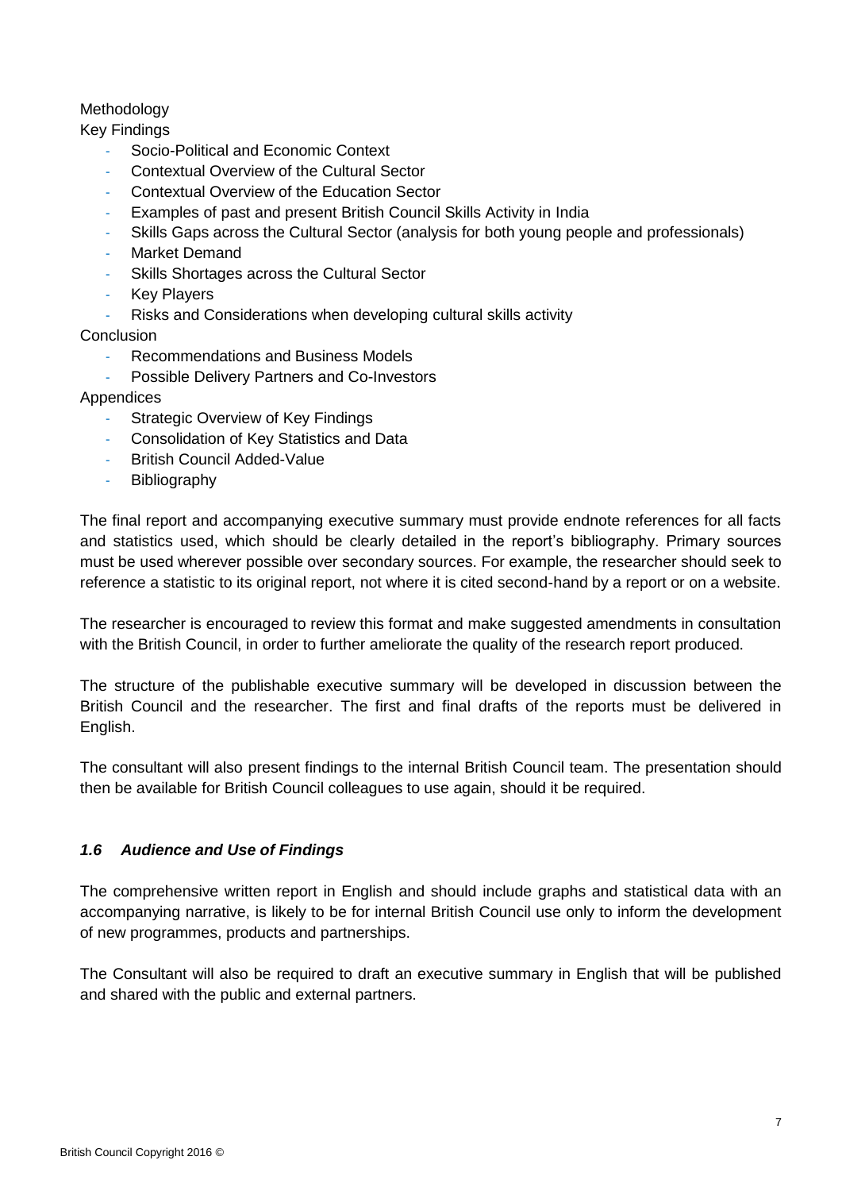Methodology

Key Findings

- Socio-Political and Economic Context
- Contextual Overview of the Cultural Sector
- Contextual Overview of the Education Sector
- Examples of past and present British Council Skills Activity in India
- Skills Gaps across the Cultural Sector (analysis for both young people and professionals)
- Market Demand
- Skills Shortages across the Cultural Sector
- Key Players
- Risks and Considerations when developing cultural skills activity

Conclusion

- Recommendations and Business Models
- Possible Delivery Partners and Co-Investors

Appendices

- Strategic Overview of Key Findings
- Consolidation of Key Statistics and Data
- British Council Added-Value
- Bibliography

The final report and accompanying executive summary must provide endnote references for all facts and statistics used, which should be clearly detailed in the report's bibliography. Primary sources must be used wherever possible over secondary sources. For example, the researcher should seek to reference a statistic to its original report, not where it is cited second-hand by a report or on a website.

The researcher is encouraged to review this format and make suggested amendments in consultation with the British Council, in order to further ameliorate the quality of the research report produced.

The structure of the publishable executive summary will be developed in discussion between the British Council and the researcher. The first and final drafts of the reports must be delivered in English.

The consultant will also present findings to the internal British Council team. The presentation should then be available for British Council colleagues to use again, should it be required.

### *1.6 Audience and Use of Findings*

The comprehensive written report in English and should include graphs and statistical data with an accompanying narrative, is likely to be for internal British Council use only to inform the development of new programmes, products and partnerships.

The Consultant will also be required to draft an executive summary in English that will be published and shared with the public and external partners.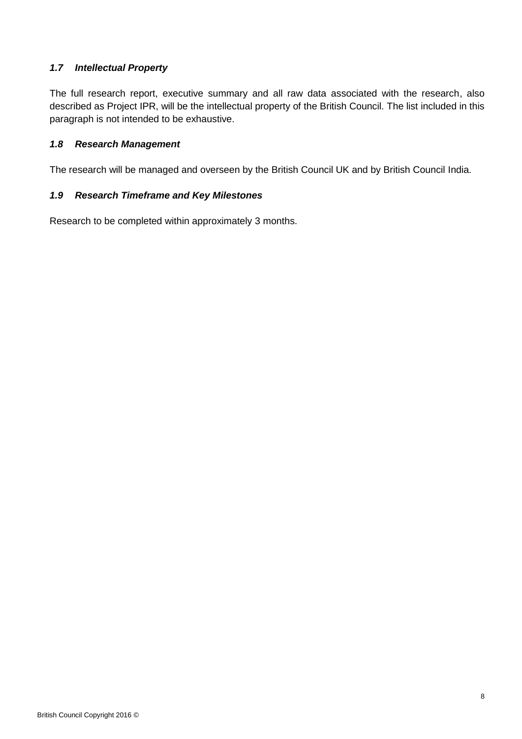### *1.7 Intellectual Property*

The full research report, executive summary and all raw data associated with the research, also described as Project IPR, will be the intellectual property of the British Council. The list included in this paragraph is not intended to be exhaustive.

### *1.8 Research Management*

The research will be managed and overseen by the British Council UK and by British Council India.

### *1.9 Research Timeframe and Key Milestones*

Research to be completed within approximately 3 months.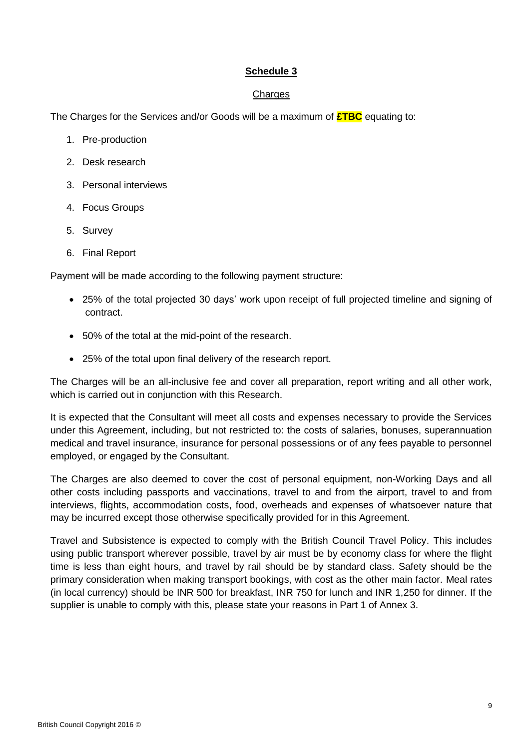## Schedule 3

Charges

The Charges for the Services and/or Goods will be a maximum of **£TBC** equating to:

1. Pre-production
2. Desk research
3. Personal interviews
4. Focus Groups
5. Survey
6. Final Report

Payment will be made according to the following payment structure:

- 25% of the total projected 30 days' work upon receipt of full projected timeline and signing of contract.
- 50% of the total at the mid-point of the research.
- 25% of the total upon final delivery of the research report.

The Charges will be an all-inclusive fee and cover all preparation, report writing and all other work, which is carried out in conjunction with this Research.

It is expected that the Consultant will meet all costs and expenses necessary to provide the Services under this Agreement, including, but not restricted to: the costs of salaries, bonuses, superannuation medical and travel insurance, insurance for personal possessions or of any fees payable to personnel employed, or engaged by the Consultant.

The Charges are also deemed to cover the cost of personal equipment, non-Working Days and all other costs including passports and vaccinations, travel to and from the airport, travel to and from interviews, flights, accommodation costs, food, overheads and expenses of whatsoever nature that may be incurred except those otherwise specifically provided for in this Agreement.

Travel and Subsistence is expected to comply with the British Council Travel Policy. This includes using public transport wherever possible, travel by air must be by economy class for where the flight time is less than eight hours, and travel by rail should be by standard class. Safety should be the primary consideration when making transport bookings, with cost as the other main factor. Meal rates (in local currency) should be INR 500 for breakfast, INR 750 for lunch and INR 1,250 for dinner. If the supplier is unable to comply with this, please state your reasons in Part 1 of Annex 3.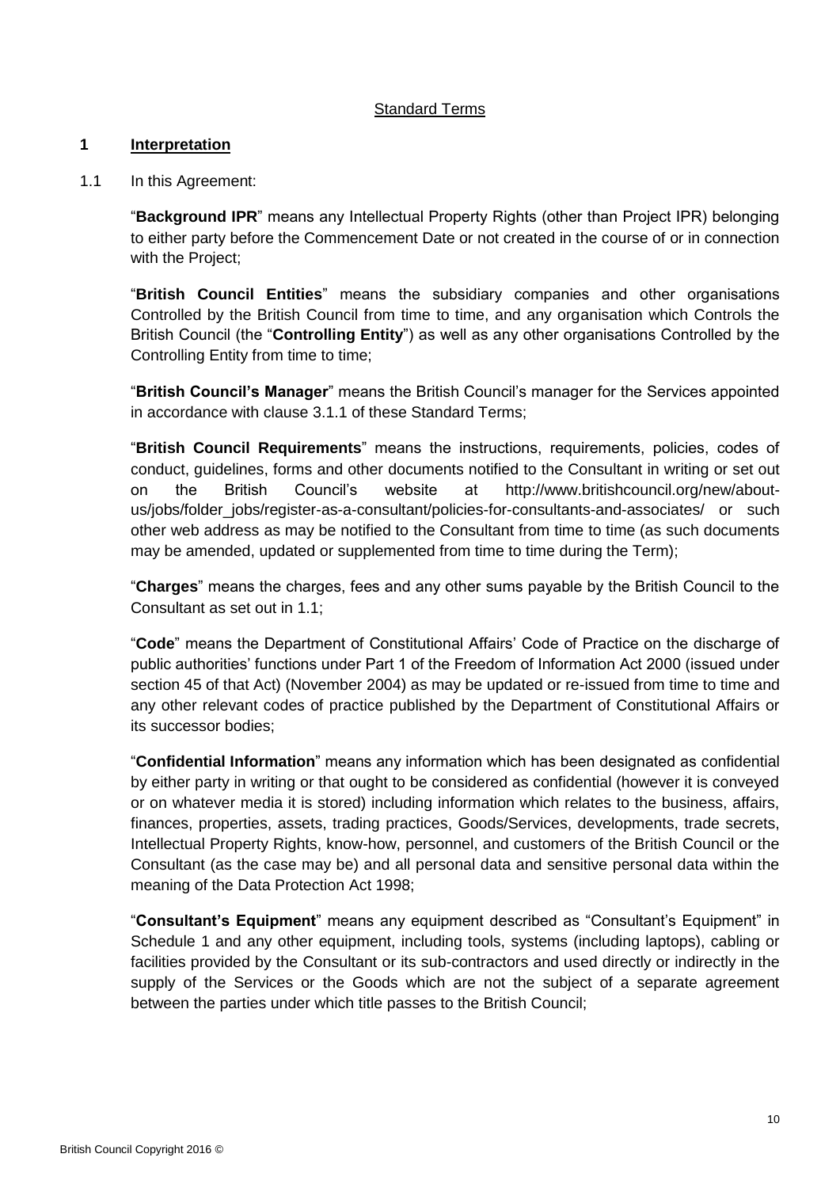Standard Terms

## 1 Interpretation

1.1 In this Agreement:

"**Background IPR**" means any Intellectual Property Rights (other than Project IPR) belonging to either party before the Commencement Date or not created in the course of or in connection with the Project;

"**British Council Entities**" means the subsidiary companies and other organisations Controlled by the British Council from time to time, and any organisation which Controls the British Council (the "**Controlling Entity**") as well as any other organisations Controlled by the Controlling Entity from time to time;

"**British Council's Manager**" means the British Council's manager for the Services appointed in accordance with clause 3.1.1 of these Standard Terms;

"**British Council Requirements**" means the instructions, requirements, policies, codes of conduct, guidelines, forms and other documents notified to the Consultant in writing or set out on the British Council's website at http://www.britishcouncil.org/new/about-us/jobs/folder_jobs/register-as-a-consultant/policies-for-consultants-and-associates/ or such other web address as may be notified to the Consultant from time to time (as such documents may be amended, updated or supplemented from time to time during the Term);

"**Charges**" means the charges, fees and any other sums payable by the British Council to the Consultant as set out in 1.1;

"**Code**" means the Department of Constitutional Affairs' Code of Practice on the discharge of public authorities' functions under Part 1 of the Freedom of Information Act 2000 (issued under section 45 of that Act) (November 2004) as may be updated or re-issued from time to time and any other relevant codes of practice published by the Department of Constitutional Affairs or its successor bodies;

"**Confidential Information**" means any information which has been designated as confidential by either party in writing or that ought to be considered as confidential (however it is conveyed or on whatever media it is stored) including information which relates to the business, affairs, finances, properties, assets, trading practices, Goods/Services, developments, trade secrets, Intellectual Property Rights, know-how, personnel, and customers of the British Council or the Consultant (as the case may be) and all personal data and sensitive personal data within the meaning of the Data Protection Act 1998;

"**Consultant's Equipment**" means any equipment described as "Consultant's Equipment" in Schedule 1 and any other equipment, including tools, systems (including laptops), cabling or facilities provided by the Consultant or its sub-contractors and used directly or indirectly in the supply of the Services or the Goods which are not the subject of a separate agreement between the parties under which title passes to the British Council;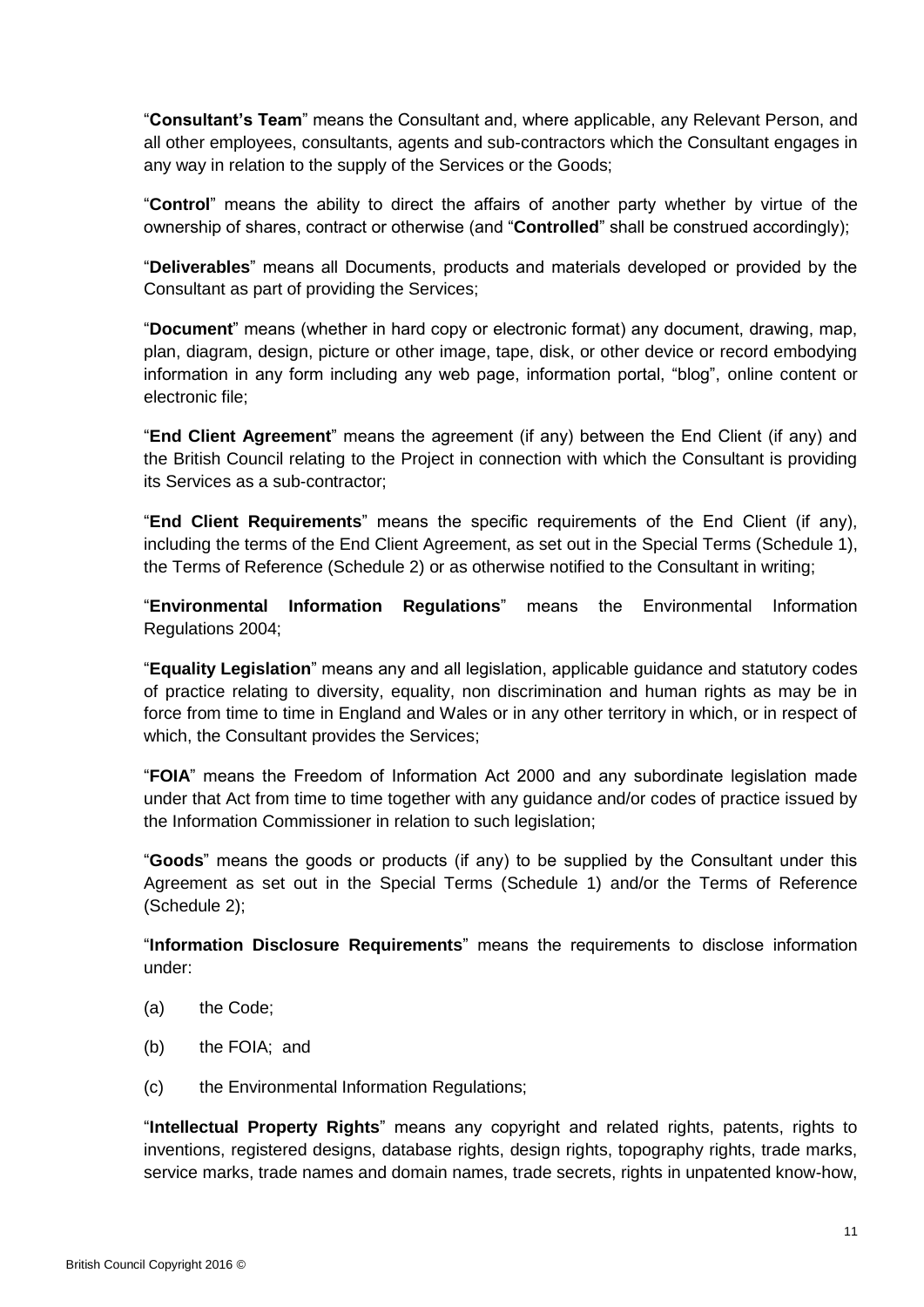"**Consultant's Team**" means the Consultant and, where applicable, any Relevant Person, and all other employees, consultants, agents and sub-contractors which the Consultant engages in any way in relation to the supply of the Services or the Goods;

"**Control**" means the ability to direct the affairs of another party whether by virtue of the ownership of shares, contract or otherwise (and "**Controlled**" shall be construed accordingly);

"**Deliverables**" means all Documents, products and materials developed or provided by the Consultant as part of providing the Services;

"**Document**" means (whether in hard copy or electronic format) any document, drawing, map, plan, diagram, design, picture or other image, tape, disk, or other device or record embodying information in any form including any web page, information portal, "blog", online content or electronic file;

"**End Client Agreement**" means the agreement (if any) between the End Client (if any) and the British Council relating to the Project in connection with which the Consultant is providing its Services as a sub-contractor;

"**End Client Requirements**" means the specific requirements of the End Client (if any), including the terms of the End Client Agreement, as set out in the Special Terms (Schedule 1), the Terms of Reference (Schedule 2) or as otherwise notified to the Consultant in writing;

"**Environmental Information Regulations**" means the Environmental Information Regulations 2004;

"**Equality Legislation**" means any and all legislation, applicable guidance and statutory codes of practice relating to diversity, equality, non discrimination and human rights as may be in force from time to time in England and Wales or in any other territory in which, or in respect of which, the Consultant provides the Services;

"**FOIA**" means the Freedom of Information Act 2000 and any subordinate legislation made under that Act from time to time together with any guidance and/or codes of practice issued by the Information Commissioner in relation to such legislation;

"**Goods**" means the goods or products (if any) to be supplied by the Consultant under this Agreement as set out in the Special Terms (Schedule 1) and/or the Terms of Reference (Schedule 2);

"**Information Disclosure Requirements**" means the requirements to disclose information under:

(a) the Code;

(b) the FOIA; and

(c) the Environmental Information Regulations;

"**Intellectual Property Rights**" means any copyright and related rights, patents, rights to inventions, registered designs, database rights, design rights, topography rights, trade marks, service marks, trade names and domain names, trade secrets, rights in unpatented know-how,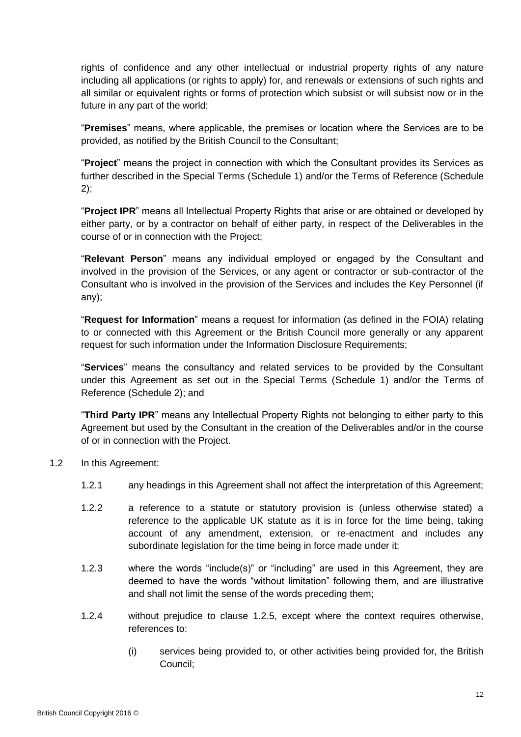rights of confidence and any other intellectual or industrial property rights of any nature including all applications (or rights to apply) for, and renewals or extensions of such rights and all similar or equivalent rights or forms of protection which subsist or will subsist now or in the future in any part of the world;

"**Premises**" means, where applicable, the premises or location where the Services are to be provided, as notified by the British Council to the Consultant;

"**Project**" means the project in connection with which the Consultant provides its Services as further described in the Special Terms (Schedule 1) and/or the Terms of Reference (Schedule 2);

"**Project IPR**" means all Intellectual Property Rights that arise or are obtained or developed by either party, or by a contractor on behalf of either party, in respect of the Deliverables in the course of or in connection with the Project;

"**Relevant Person**" means any individual employed or engaged by the Consultant and involved in the provision of the Services, or any agent or contractor or sub-contractor of the Consultant who is involved in the provision of the Services and includes the Key Personnel (if any);

"**Request for Information**" means a request for information (as defined in the FOIA) relating to or connected with this Agreement or the British Council more generally or any apparent request for such information under the Information Disclosure Requirements;

"**Services**" means the consultancy and related services to be provided by the Consultant under this Agreement as set out in the Special Terms (Schedule 1) and/or the Terms of Reference (Schedule 2); and

"**Third Party IPR**" means any Intellectual Property Rights not belonging to either party to this Agreement but used by the Consultant in the creation of the Deliverables and/or in the course of or in connection with the Project.

1.2 In this Agreement:

1.2.1 any headings in this Agreement shall not affect the interpretation of this Agreement;

1.2.2 a reference to a statute or statutory provision is (unless otherwise stated) a reference to the applicable UK statute as it is in force for the time being, taking account of any amendment, extension, or re-enactment and includes any subordinate legislation for the time being in force made under it;

1.2.3 where the words "include(s)" or "including" are used in this Agreement, they are deemed to have the words "without limitation" following them, and are illustrative and shall not limit the sense of the words preceding them;

1.2.4 without prejudice to clause 1.2.5, except where the context requires otherwise, references to:

(i) services being provided to, or other activities being provided for, the British Council;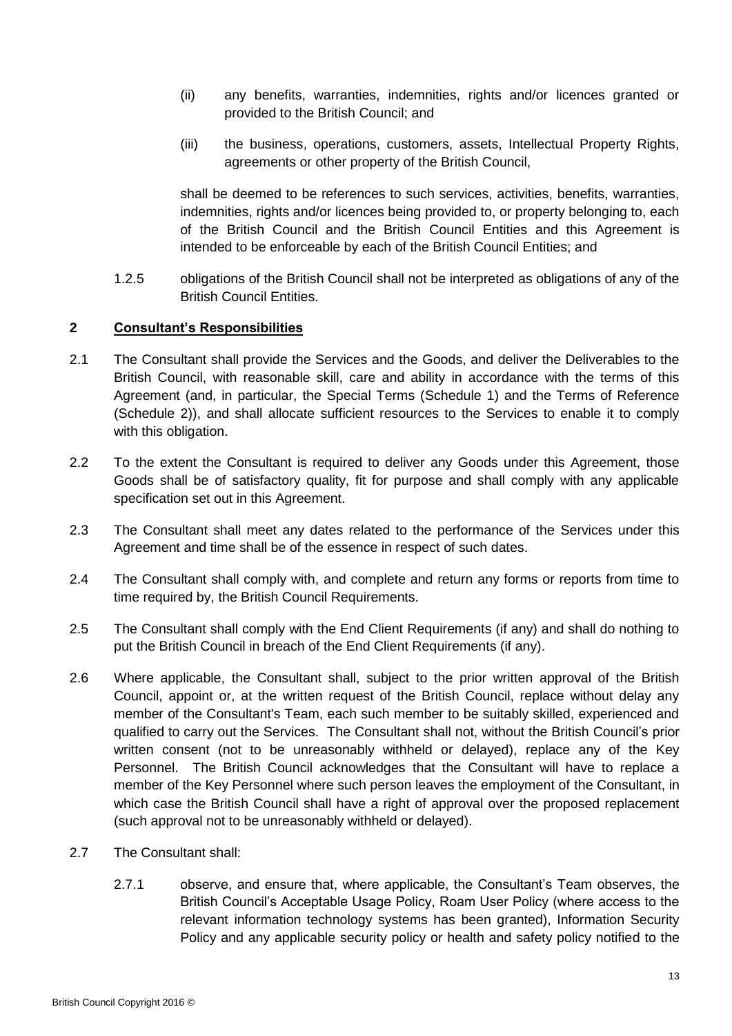(ii) any benefits, warranties, indemnities, rights and/or licences granted or provided to the British Council; and

(iii) the business, operations, customers, assets, Intellectual Property Rights, agreements or other property of the British Council,

shall be deemed to be references to such services, activities, benefits, warranties, indemnities, rights and/or licences being provided to, or property belonging to, each of the British Council and the British Council Entities and this Agreement is intended to be enforceable by each of the British Council Entities; and

1.2.5 obligations of the British Council shall not be interpreted as obligations of any of the British Council Entities.

## 2 Consultant's Responsibilities

2.1 The Consultant shall provide the Services and the Goods, and deliver the Deliverables to the British Council, with reasonable skill, care and ability in accordance with the terms of this Agreement (and, in particular, the Special Terms (Schedule 1) and the Terms of Reference (Schedule 2)), and shall allocate sufficient resources to the Services to enable it to comply with this obligation.

2.2 To the extent the Consultant is required to deliver any Goods under this Agreement, those Goods shall be of satisfactory quality, fit for purpose and shall comply with any applicable specification set out in this Agreement.

2.3 The Consultant shall meet any dates related to the performance of the Services under this Agreement and time shall be of the essence in respect of such dates.

2.4 The Consultant shall comply with, and complete and return any forms or reports from time to time required by, the British Council Requirements.

2.5 The Consultant shall comply with the End Client Requirements (if any) and shall do nothing to put the British Council in breach of the End Client Requirements (if any).

2.6 Where applicable, the Consultant shall, subject to the prior written approval of the British Council, appoint or, at the written request of the British Council, replace without delay any member of the Consultant's Team, each such member to be suitably skilled, experienced and qualified to carry out the Services. The Consultant shall not, without the British Council's prior written consent (not to be unreasonably withheld or delayed), replace any of the Key Personnel. The British Council acknowledges that the Consultant will have to replace a member of the Key Personnel where such person leaves the employment of the Consultant, in which case the British Council shall have a right of approval over the proposed replacement (such approval not to be unreasonably withheld or delayed).

2.7 The Consultant shall:

2.7.1 observe, and ensure that, where applicable, the Consultant's Team observes, the British Council's Acceptable Usage Policy, Roam User Policy (where access to the relevant information technology systems has been granted), Information Security Policy and any applicable security policy or health and safety policy notified to the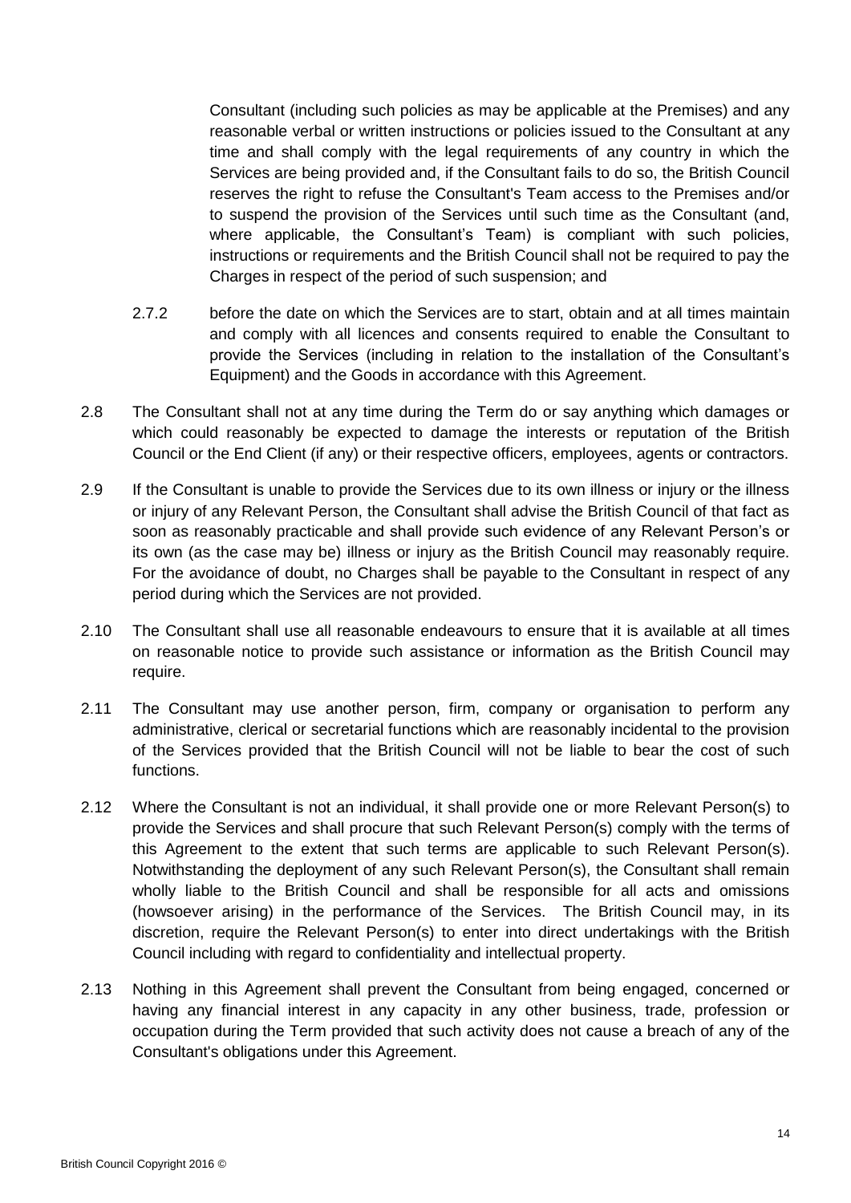Consultant (including such policies as may be applicable at the Premises) and any reasonable verbal or written instructions or policies issued to the Consultant at any time and shall comply with the legal requirements of any country in which the Services are being provided and, if the Consultant fails to do so, the British Council reserves the right to refuse the Consultant's Team access to the Premises and/or to suspend the provision of the Services until such time as the Consultant (and, where applicable, the Consultant's Team) is compliant with such policies, instructions or requirements and the British Council shall not be required to pay the Charges in respect of the period of such suspension; and

2.7.2 before the date on which the Services are to start, obtain and at all times maintain and comply with all licences and consents required to enable the Consultant to provide the Services (including in relation to the installation of the Consultant's Equipment) and the Goods in accordance with this Agreement.

2.8 The Consultant shall not at any time during the Term do or say anything which damages or which could reasonably be expected to damage the interests or reputation of the British Council or the End Client (if any) or their respective officers, employees, agents or contractors.

2.9 If the Consultant is unable to provide the Services due to its own illness or injury or the illness or injury of any Relevant Person, the Consultant shall advise the British Council of that fact as soon as reasonably practicable and shall provide such evidence of any Relevant Person's or its own (as the case may be) illness or injury as the British Council may reasonably require. For the avoidance of doubt, no Charges shall be payable to the Consultant in respect of any period during which the Services are not provided.

2.10 The Consultant shall use all reasonable endeavours to ensure that it is available at all times on reasonable notice to provide such assistance or information as the British Council may require.

2.11 The Consultant may use another person, firm, company or organisation to perform any administrative, clerical or secretarial functions which are reasonably incidental to the provision of the Services provided that the British Council will not be liable to bear the cost of such functions.

2.12 Where the Consultant is not an individual, it shall provide one or more Relevant Person(s) to provide the Services and shall procure that such Relevant Person(s) comply with the terms of this Agreement to the extent that such terms are applicable to such Relevant Person(s). Notwithstanding the deployment of any such Relevant Person(s), the Consultant shall remain wholly liable to the British Council and shall be responsible for all acts and omissions (howsoever arising) in the performance of the Services. The British Council may, in its discretion, require the Relevant Person(s) to enter into direct undertakings with the British Council including with regard to confidentiality and intellectual property.

2.13 Nothing in this Agreement shall prevent the Consultant from being engaged, concerned or having any financial interest in any capacity in any other business, trade, profession or occupation during the Term provided that such activity does not cause a breach of any of the Consultant's obligations under this Agreement.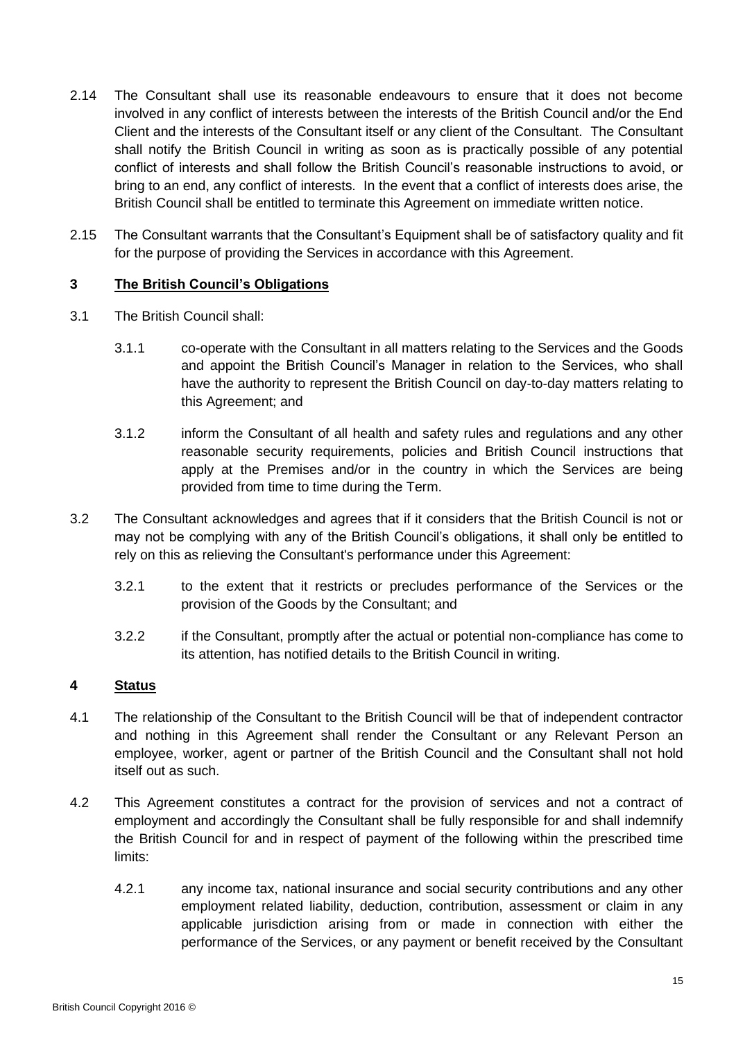2.14 The Consultant shall use its reasonable endeavours to ensure that it does not become involved in any conflict of interests between the interests of the British Council and/or the End Client and the interests of the Consultant itself or any client of the Consultant. The Consultant shall notify the British Council in writing as soon as is practically possible of any potential conflict of interests and shall follow the British Council's reasonable instructions to avoid, or bring to an end, any conflict of interests. In the event that a conflict of interests does arise, the British Council shall be entitled to terminate this Agreement on immediate written notice.

2.15 The Consultant warrants that the Consultant's Equipment shall be of satisfactory quality and fit for the purpose of providing the Services in accordance with this Agreement.

## 3 The British Council's Obligations

3.1 The British Council shall:

3.1.1 co-operate with the Consultant in all matters relating to the Services and the Goods and appoint the British Council's Manager in relation to the Services, who shall have the authority to represent the British Council on day-to-day matters relating to this Agreement; and

3.1.2 inform the Consultant of all health and safety rules and regulations and any other reasonable security requirements, policies and British Council instructions that apply at the Premises and/or in the country in which the Services are being provided from time to time during the Term.

3.2 The Consultant acknowledges and agrees that if it considers that the British Council is not or may not be complying with any of the British Council's obligations, it shall only be entitled to rely on this as relieving the Consultant's performance under this Agreement:

3.2.1 to the extent that it restricts or precludes performance of the Services or the provision of the Goods by the Consultant; and

3.2.2 if the Consultant, promptly after the actual or potential non-compliance has come to its attention, has notified details to the British Council in writing.

## 4 Status

4.1 The relationship of the Consultant to the British Council will be that of independent contractor and nothing in this Agreement shall render the Consultant or any Relevant Person an employee, worker, agent or partner of the British Council and the Consultant shall not hold itself out as such.

4.2 This Agreement constitutes a contract for the provision of services and not a contract of employment and accordingly the Consultant shall be fully responsible for and shall indemnify the British Council for and in respect of payment of the following within the prescribed time limits:

4.2.1 any income tax, national insurance and social security contributions and any other employment related liability, deduction, contribution, assessment or claim in any applicable jurisdiction arising from or made in connection with either the performance of the Services, or any payment or benefit received by the Consultant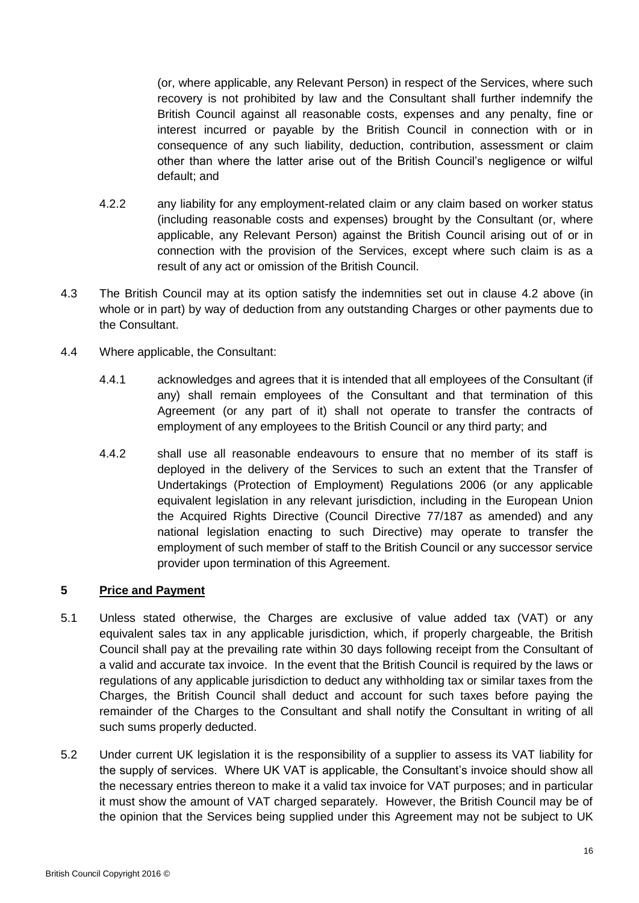(or, where applicable, any Relevant Person) in respect of the Services, where such recovery is not prohibited by law and the Consultant shall further indemnify the British Council against all reasonable costs, expenses and any penalty, fine or interest incurred or payable by the British Council in connection with or in consequence of any such liability, deduction, contribution, assessment or claim other than where the latter arise out of the British Council's negligence or wilful default; and

4.2.2 any liability for any employment-related claim or any claim based on worker status (including reasonable costs and expenses) brought by the Consultant (or, where applicable, any Relevant Person) against the British Council arising out of or in connection with the provision of the Services, except where such claim is as a result of any act or omission of the British Council.

4.3 The British Council may at its option satisfy the indemnities set out in clause 4.2 above (in whole or in part) by way of deduction from any outstanding Charges or other payments due to the Consultant.

4.4 Where applicable, the Consultant:

4.4.1 acknowledges and agrees that it is intended that all employees of the Consultant (if any) shall remain employees of the Consultant and that termination of this Agreement (or any part of it) shall not operate to transfer the contracts of employment of any employees to the British Council or any third party; and

4.4.2 shall use all reasonable endeavours to ensure that no member of its staff is deployed in the delivery of the Services to such an extent that the Transfer of Undertakings (Protection of Employment) Regulations 2006 (or any applicable equivalent legislation in any relevant jurisdiction, including in the European Union the Acquired Rights Directive (Council Directive 77/187 as amended) and any national legislation enacting to such Directive) may operate to transfer the employment of such member of staff to the British Council or any successor service provider upon termination of this Agreement.

## 5 Price and Payment

5.1 Unless stated otherwise, the Charges are exclusive of value added tax (VAT) or any equivalent sales tax in any applicable jurisdiction, which, if properly chargeable, the British Council shall pay at the prevailing rate within 30 days following receipt from the Consultant of a valid and accurate tax invoice. In the event that the British Council is required by the laws or regulations of any applicable jurisdiction to deduct any withholding tax or similar taxes from the Charges, the British Council shall deduct and account for such taxes before paying the remainder of the Charges to the Consultant and shall notify the Consultant in writing of all such sums properly deducted.

5.2 Under current UK legislation it is the responsibility of a supplier to assess its VAT liability for the supply of services. Where UK VAT is applicable, the Consultant's invoice should show all the necessary entries thereon to make it a valid tax invoice for VAT purposes; and in particular it must show the amount of VAT charged separately. However, the British Council may be of the opinion that the Services being supplied under this Agreement may not be subject to UK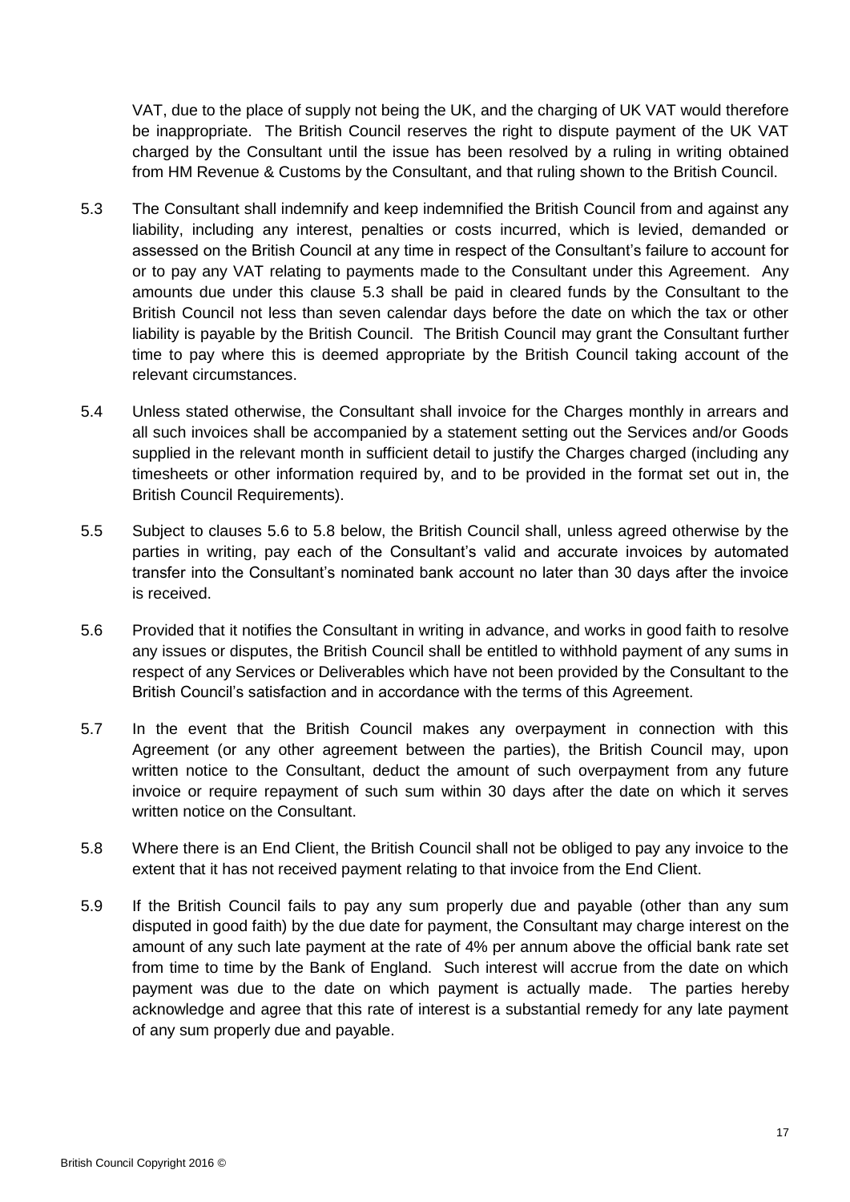VAT, due to the place of supply not being the UK, and the charging of UK VAT would therefore be inappropriate. The British Council reserves the right to dispute payment of the UK VAT charged by the Consultant until the issue has been resolved by a ruling in writing obtained from HM Revenue & Customs by the Consultant, and that ruling shown to the British Council.

5.3 The Consultant shall indemnify and keep indemnified the British Council from and against any liability, including any interest, penalties or costs incurred, which is levied, demanded or assessed on the British Council at any time in respect of the Consultant's failure to account for or to pay any VAT relating to payments made to the Consultant under this Agreement. Any amounts due under this clause 5.3 shall be paid in cleared funds by the Consultant to the British Council not less than seven calendar days before the date on which the tax or other liability is payable by the British Council. The British Council may grant the Consultant further time to pay where this is deemed appropriate by the British Council taking account of the relevant circumstances.

5.4 Unless stated otherwise, the Consultant shall invoice for the Charges monthly in arrears and all such invoices shall be accompanied by a statement setting out the Services and/or Goods supplied in the relevant month in sufficient detail to justify the Charges charged (including any timesheets or other information required by, and to be provided in the format set out in, the British Council Requirements).

5.5 Subject to clauses 5.6 to 5.8 below, the British Council shall, unless agreed otherwise by the parties in writing, pay each of the Consultant's valid and accurate invoices by automated transfer into the Consultant's nominated bank account no later than 30 days after the invoice is received.

5.6 Provided that it notifies the Consultant in writing in advance, and works in good faith to resolve any issues or disputes, the British Council shall be entitled to withhold payment of any sums in respect of any Services or Deliverables which have not been provided by the Consultant to the British Council's satisfaction and in accordance with the terms of this Agreement.

5.7 In the event that the British Council makes any overpayment in connection with this Agreement (or any other agreement between the parties), the British Council may, upon written notice to the Consultant, deduct the amount of such overpayment from any future invoice or require repayment of such sum within 30 days after the date on which it serves written notice on the Consultant.

5.8 Where there is an End Client, the British Council shall not be obliged to pay any invoice to the extent that it has not received payment relating to that invoice from the End Client.

5.9 If the British Council fails to pay any sum properly due and payable (other than any sum disputed in good faith) by the due date for payment, the Consultant may charge interest on the amount of any such late payment at the rate of 4% per annum above the official bank rate set from time to time by the Bank of England. Such interest will accrue from the date on which payment was due to the date on which payment is actually made. The parties hereby acknowledge and agree that this rate of interest is a substantial remedy for any late payment of any sum properly due and payable.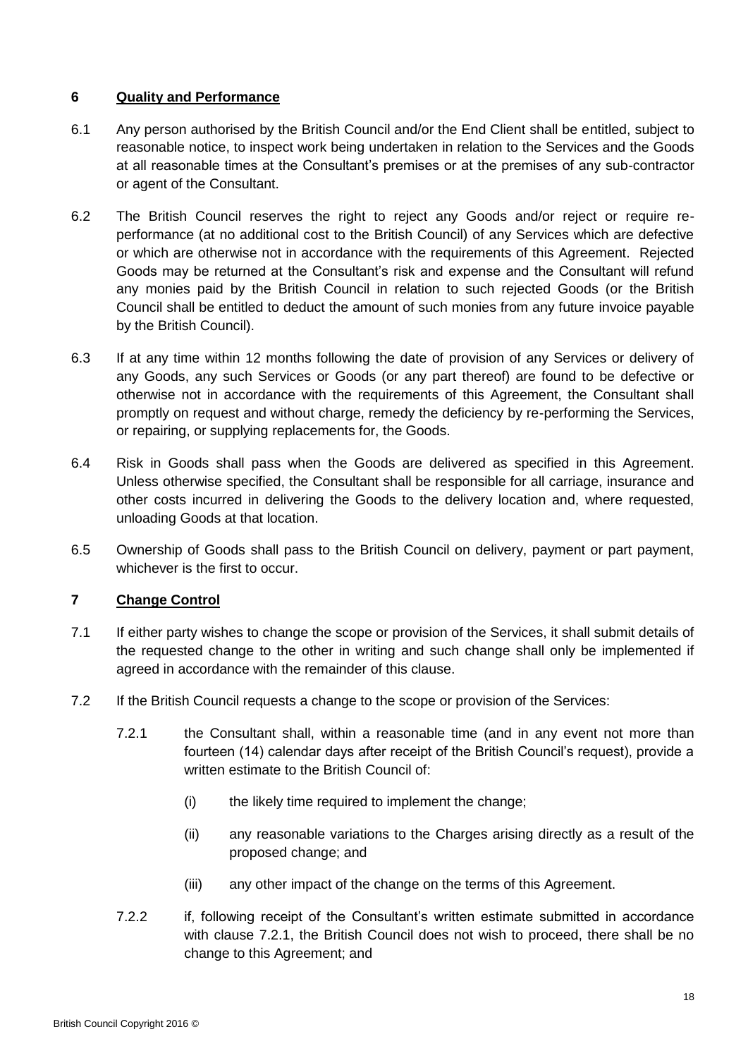## 6 Quality and Performance

6.1 Any person authorised by the British Council and/or the End Client shall be entitled, subject to reasonable notice, to inspect work being undertaken in relation to the Services and the Goods at all reasonable times at the Consultant's premises or at the premises of any sub-contractor or agent of the Consultant.

6.2 The British Council reserves the right to reject any Goods and/or reject or require re-performance (at no additional cost to the British Council) of any Services which are defective or which are otherwise not in accordance with the requirements of this Agreement. Rejected Goods may be returned at the Consultant's risk and expense and the Consultant will refund any monies paid by the British Council in relation to such rejected Goods (or the British Council shall be entitled to deduct the amount of such monies from any future invoice payable by the British Council).

6.3 If at any time within 12 months following the date of provision of any Services or delivery of any Goods, any such Services or Goods (or any part thereof) are found to be defective or otherwise not in accordance with the requirements of this Agreement, the Consultant shall promptly on request and without charge, remedy the deficiency by re-performing the Services, or repairing, or supplying replacements for, the Goods.

6.4 Risk in Goods shall pass when the Goods are delivered as specified in this Agreement. Unless otherwise specified, the Consultant shall be responsible for all carriage, insurance and other costs incurred in delivering the Goods to the delivery location and, where requested, unloading Goods at that location.

6.5 Ownership of Goods shall pass to the British Council on delivery, payment or part payment, whichever is the first to occur.

## 7 Change Control

7.1 If either party wishes to change the scope or provision of the Services, it shall submit details of the requested change to the other in writing and such change shall only be implemented if agreed in accordance with the remainder of this clause.

7.2 If the British Council requests a change to the scope or provision of the Services:

7.2.1 the Consultant shall, within a reasonable time (and in any event not more than fourteen (14) calendar days after receipt of the British Council's request), provide a written estimate to the British Council of:

(i) the likely time required to implement the change;

(ii) any reasonable variations to the Charges arising directly as a result of the proposed change; and

(iii) any other impact of the change on the terms of this Agreement.

7.2.2 if, following receipt of the Consultant's written estimate submitted in accordance with clause 7.2.1, the British Council does not wish to proceed, there shall be no change to this Agreement; and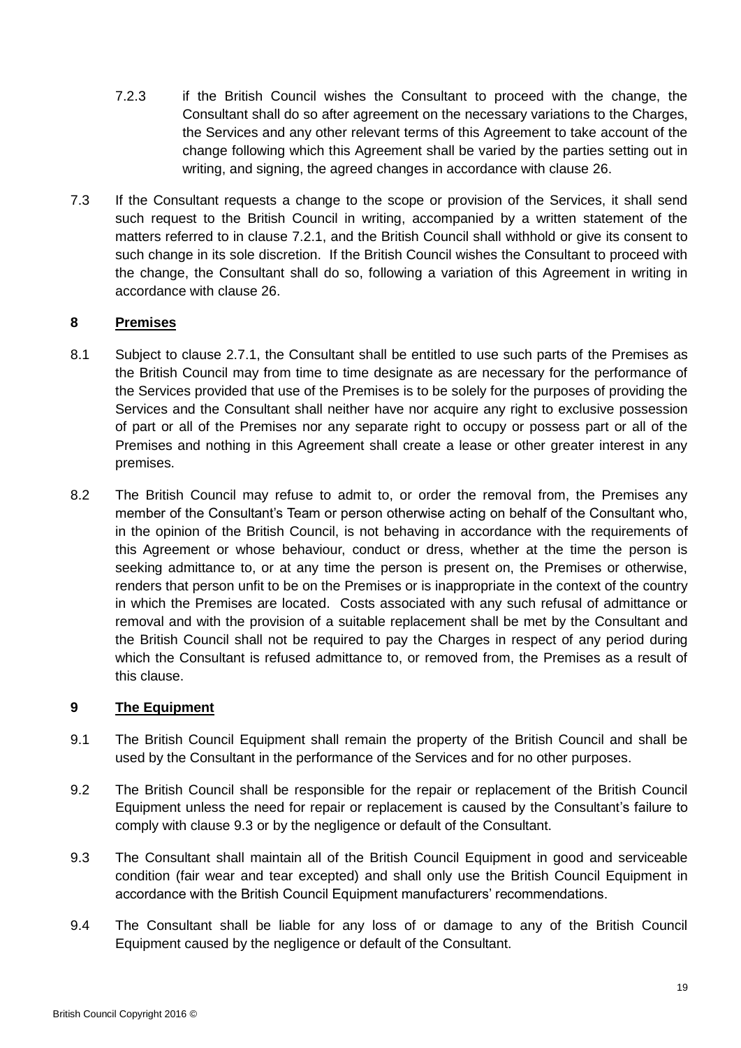7.2.3 if the British Council wishes the Consultant to proceed with the change, the Consultant shall do so after agreement on the necessary variations to the Charges, the Services and any other relevant terms of this Agreement to take account of the change following which this Agreement shall be varied by the parties setting out in writing, and signing, the agreed changes in accordance with clause 26.

7.3 If the Consultant requests a change to the scope or provision of the Services, it shall send such request to the British Council in writing, accompanied by a written statement of the matters referred to in clause 7.2.1, and the British Council shall withhold or give its consent to such change in its sole discretion. If the British Council wishes the Consultant to proceed with the change, the Consultant shall do so, following a variation of this Agreement in writing in accordance with clause 26.

## 8 Premises

8.1 Subject to clause 2.7.1, the Consultant shall be entitled to use such parts of the Premises as the British Council may from time to time designate as are necessary for the performance of the Services provided that use of the Premises is to be solely for the purposes of providing the Services and the Consultant shall neither have nor acquire any right to exclusive possession of part or all of the Premises nor any separate right to occupy or possess part or all of the Premises and nothing in this Agreement shall create a lease or other greater interest in any premises.

8.2 The British Council may refuse to admit to, or order the removal from, the Premises any member of the Consultant's Team or person otherwise acting on behalf of the Consultant who, in the opinion of the British Council, is not behaving in accordance with the requirements of this Agreement or whose behaviour, conduct or dress, whether at the time the person is seeking admittance to, or at any time the person is present on, the Premises or otherwise, renders that person unfit to be on the Premises or is inappropriate in the context of the country in which the Premises are located. Costs associated with any such refusal of admittance or removal and with the provision of a suitable replacement shall be met by the Consultant and the British Council shall not be required to pay the Charges in respect of any period during which the Consultant is refused admittance to, or removed from, the Premises as a result of this clause.

## 9 The Equipment

9.1 The British Council Equipment shall remain the property of the British Council and shall be used by the Consultant in the performance of the Services and for no other purposes.

9.2 The British Council shall be responsible for the repair or replacement of the British Council Equipment unless the need for repair or replacement is caused by the Consultant's failure to comply with clause 9.3 or by the negligence or default of the Consultant.

9.3 The Consultant shall maintain all of the British Council Equipment in good and serviceable condition (fair wear and tear excepted) and shall only use the British Council Equipment in accordance with the British Council Equipment manufacturers' recommendations.

9.4 The Consultant shall be liable for any loss of or damage to any of the British Council Equipment caused by the negligence or default of the Consultant.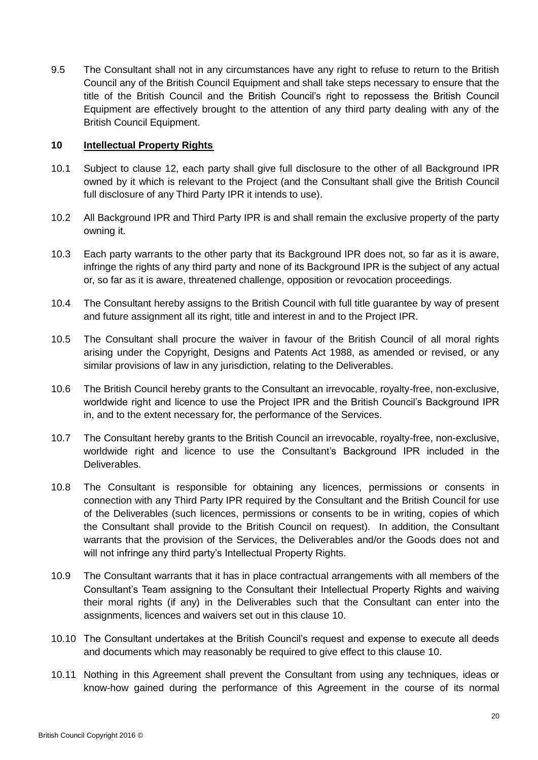9.5 The Consultant shall not in any circumstances have any right to refuse to return to the British Council any of the British Council Equipment and shall take steps necessary to ensure that the title of the British Council and the British Council's right to repossess the British Council Equipment are effectively brought to the attention of any third party dealing with any of the British Council Equipment.

## 10 Intellectual Property Rights

10.1 Subject to clause 12, each party shall give full disclosure to the other of all Background IPR owned by it which is relevant to the Project (and the Consultant shall give the British Council full disclosure of any Third Party IPR it intends to use).

10.2 All Background IPR and Third Party IPR is and shall remain the exclusive property of the party owning it.

10.3 Each party warrants to the other party that its Background IPR does not, so far as it is aware, infringe the rights of any third party and none of its Background IPR is the subject of any actual or, so far as it is aware, threatened challenge, opposition or revocation proceedings.

10.4 The Consultant hereby assigns to the British Council with full title guarantee by way of present and future assignment all its right, title and interest in and to the Project IPR.

10.5 The Consultant shall procure the waiver in favour of the British Council of all moral rights arising under the Copyright, Designs and Patents Act 1988, as amended or revised, or any similar provisions of law in any jurisdiction, relating to the Deliverables.

10.6 The British Council hereby grants to the Consultant an irrevocable, royalty-free, non-exclusive, worldwide right and licence to use the Project IPR and the British Council's Background IPR in, and to the extent necessary for, the performance of the Services.

10.7 The Consultant hereby grants to the British Council an irrevocable, royalty-free, non-exclusive, worldwide right and licence to use the Consultant's Background IPR included in the Deliverables.

10.8 The Consultant is responsible for obtaining any licences, permissions or consents in connection with any Third Party IPR required by the Consultant and the British Council for use of the Deliverables (such licences, permissions or consents to be in writing, copies of which the Consultant shall provide to the British Council on request). In addition, the Consultant warrants that the provision of the Services, the Deliverables and/or the Goods does not and will not infringe any third party's Intellectual Property Rights.

10.9 The Consultant warrants that it has in place contractual arrangements with all members of the Consultant's Team assigning to the Consultant their Intellectual Property Rights and waiving their moral rights (if any) in the Deliverables such that the Consultant can enter into the assignments, licences and waivers set out in this clause 10.

10.10 The Consultant undertakes at the British Council's request and expense to execute all deeds and documents which may reasonably be required to give effect to this clause 10.

10.11 Nothing in this Agreement shall prevent the Consultant from using any techniques, ideas or know-how gained during the performance of this Agreement in the course of its normal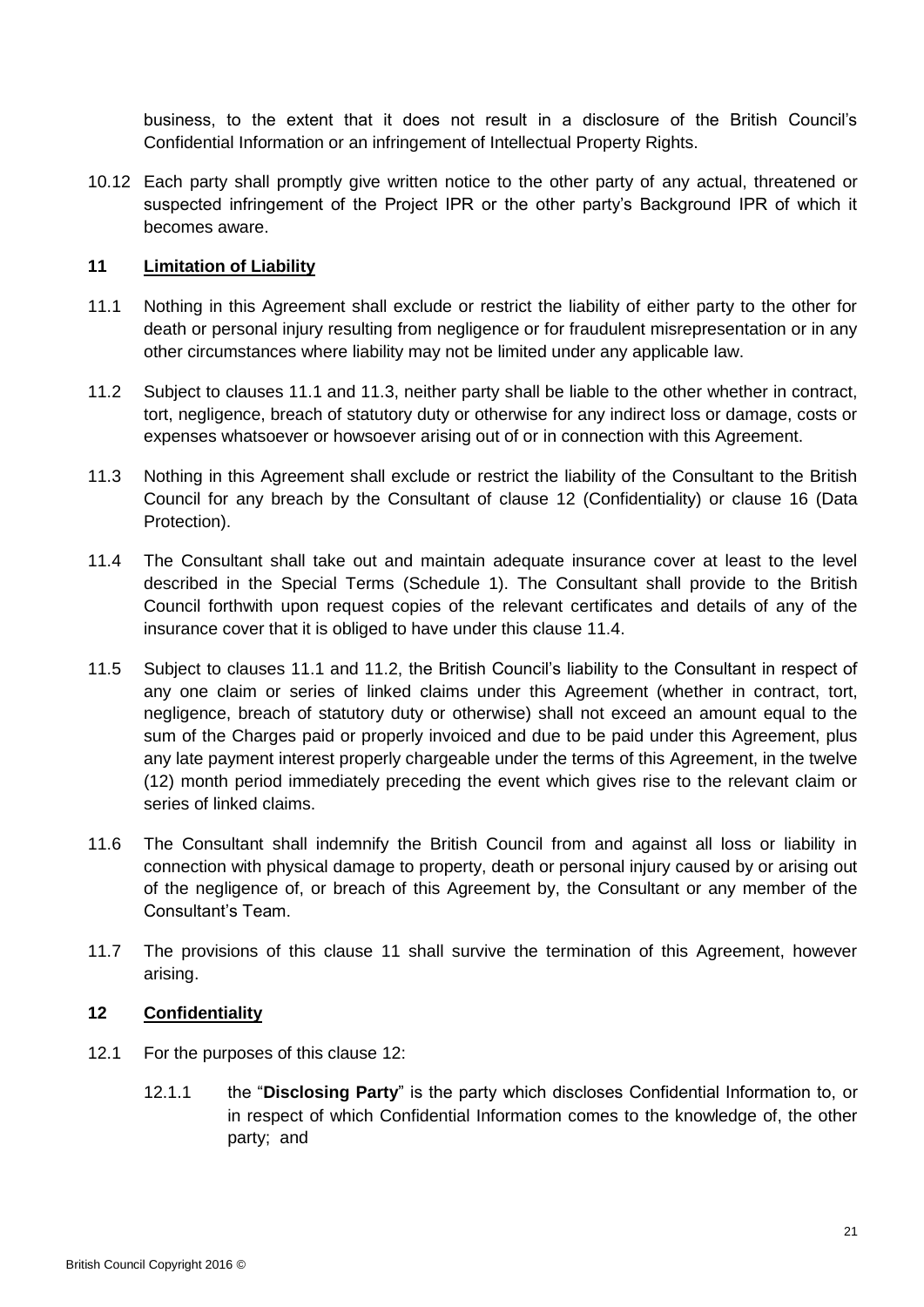business, to the extent that it does not result in a disclosure of the British Council's Confidential Information or an infringement of Intellectual Property Rights.

10.12 Each party shall promptly give written notice to the other party of any actual, threatened or suspected infringement of the Project IPR or the other party's Background IPR of which it becomes aware.

## 11 Limitation of Liability

11.1 Nothing in this Agreement shall exclude or restrict the liability of either party to the other for death or personal injury resulting from negligence or for fraudulent misrepresentation or in any other circumstances where liability may not be limited under any applicable law.

11.2 Subject to clauses 11.1 and 11.3, neither party shall be liable to the other whether in contract, tort, negligence, breach of statutory duty or otherwise for any indirect loss or damage, costs or expenses whatsoever or howsoever arising out of or in connection with this Agreement.

11.3 Nothing in this Agreement shall exclude or restrict the liability of the Consultant to the British Council for any breach by the Consultant of clause 12 (Confidentiality) or clause 16 (Data Protection).

11.4 The Consultant shall take out and maintain adequate insurance cover at least to the level described in the Special Terms (Schedule 1). The Consultant shall provide to the British Council forthwith upon request copies of the relevant certificates and details of any of the insurance cover that it is obliged to have under this clause 11.4.

11.5 Subject to clauses 11.1 and 11.2, the British Council's liability to the Consultant in respect of any one claim or series of linked claims under this Agreement (whether in contract, tort, negligence, breach of statutory duty or otherwise) shall not exceed an amount equal to the sum of the Charges paid or properly invoiced and due to be paid under this Agreement, plus any late payment interest properly chargeable under the terms of this Agreement, in the twelve (12) month period immediately preceding the event which gives rise to the relevant claim or series of linked claims.

11.6 The Consultant shall indemnify the British Council from and against all loss or liability in connection with physical damage to property, death or personal injury caused by or arising out of the negligence of, or breach of this Agreement by, the Consultant or any member of the Consultant's Team.

11.7 The provisions of this clause 11 shall survive the termination of this Agreement, however arising.

## 12 Confidentiality

12.1 For the purposes of this clause 12:

12.1.1 the "**Disclosing Party**" is the party which discloses Confidential Information to, or in respect of which Confidential Information comes to the knowledge of, the other party; and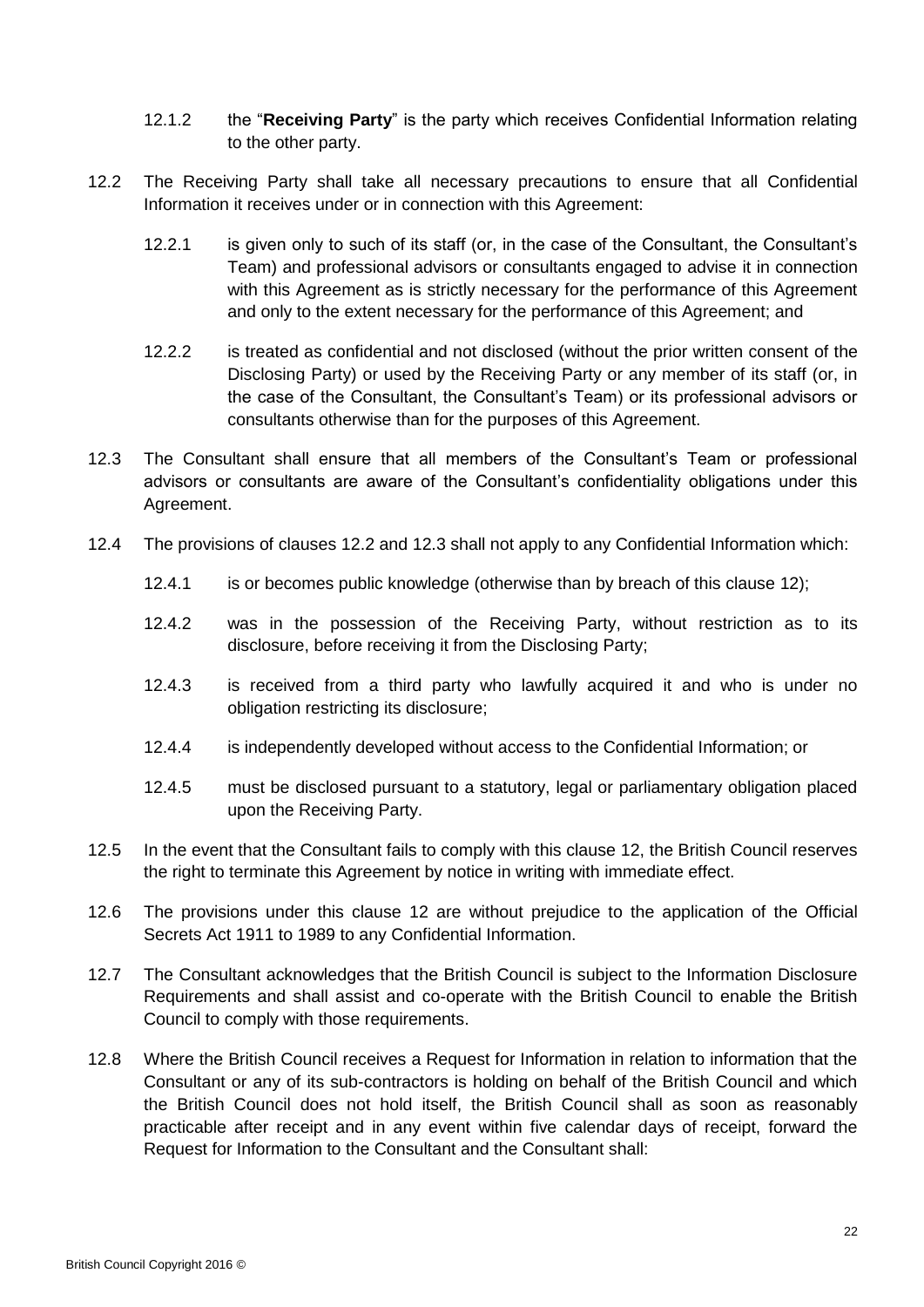12.1.2 the "**Receiving Party**" is the party which receives Confidential Information relating to the other party.

12.2 The Receiving Party shall take all necessary precautions to ensure that all Confidential Information it receives under or in connection with this Agreement:

12.2.1 is given only to such of its staff (or, in the case of the Consultant, the Consultant's Team) and professional advisors or consultants engaged to advise it in connection with this Agreement as is strictly necessary for the performance of this Agreement and only to the extent necessary for the performance of this Agreement; and

12.2.2 is treated as confidential and not disclosed (without the prior written consent of the Disclosing Party) or used by the Receiving Party or any member of its staff (or, in the case of the Consultant, the Consultant's Team) or its professional advisors or consultants otherwise than for the purposes of this Agreement.

12.3 The Consultant shall ensure that all members of the Consultant's Team or professional advisors or consultants are aware of the Consultant's confidentiality obligations under this Agreement.

12.4 The provisions of clauses 12.2 and 12.3 shall not apply to any Confidential Information which:

12.4.1 is or becomes public knowledge (otherwise than by breach of this clause 12);

12.4.2 was in the possession of the Receiving Party, without restriction as to its disclosure, before receiving it from the Disclosing Party;

12.4.3 is received from a third party who lawfully acquired it and who is under no obligation restricting its disclosure;

12.4.4 is independently developed without access to the Confidential Information; or

12.4.5 must be disclosed pursuant to a statutory, legal or parliamentary obligation placed upon the Receiving Party.

12.5 In the event that the Consultant fails to comply with this clause 12, the British Council reserves the right to terminate this Agreement by notice in writing with immediate effect.

12.6 The provisions under this clause 12 are without prejudice to the application of the Official Secrets Act 1911 to 1989 to any Confidential Information.

12.7 The Consultant acknowledges that the British Council is subject to the Information Disclosure Requirements and shall assist and co-operate with the British Council to enable the British Council to comply with those requirements.

12.8 Where the British Council receives a Request for Information in relation to information that the Consultant or any of its sub-contractors is holding on behalf of the British Council and which the British Council does not hold itself, the British Council shall as soon as reasonably practicable after receipt and in any event within five calendar days of receipt, forward the Request for Information to the Consultant and the Consultant shall: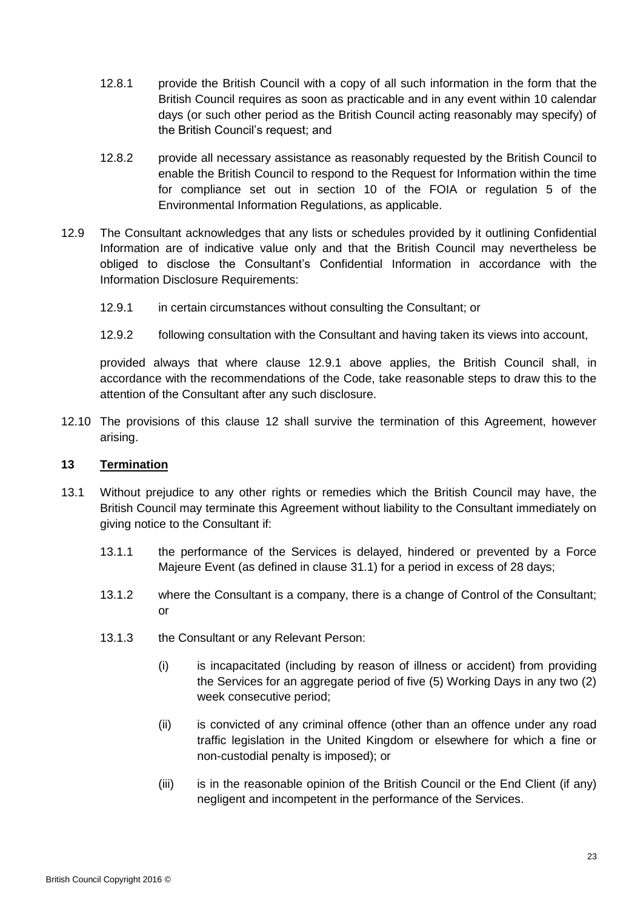12.8.1 provide the British Council with a copy of all such information in the form that the British Council requires as soon as practicable and in any event within 10 calendar days (or such other period as the British Council acting reasonably may specify) of the British Council's request; and

12.8.2 provide all necessary assistance as reasonably requested by the British Council to enable the British Council to respond to the Request for Information within the time for compliance set out in section 10 of the FOIA or regulation 5 of the Environmental Information Regulations, as applicable.

12.9 The Consultant acknowledges that any lists or schedules provided by it outlining Confidential Information are of indicative value only and that the British Council may nevertheless be obliged to disclose the Consultant's Confidential Information in accordance with the Information Disclosure Requirements:

12.9.1 in certain circumstances without consulting the Consultant; or

12.9.2 following consultation with the Consultant and having taken its views into account,

provided always that where clause 12.9.1 above applies, the British Council shall, in accordance with the recommendations of the Code, take reasonable steps to draw this to the attention of the Consultant after any such disclosure.

12.10 The provisions of this clause 12 shall survive the termination of this Agreement, however arising.

## 13 Termination

13.1 Without prejudice to any other rights or remedies which the British Council may have, the British Council may terminate this Agreement without liability to the Consultant immediately on giving notice to the Consultant if:

13.1.1 the performance of the Services is delayed, hindered or prevented by a Force Majeure Event (as defined in clause 31.1) for a period in excess of 28 days;

13.1.2 where the Consultant is a company, there is a change of Control of the Consultant; or

13.1.3 the Consultant or any Relevant Person:

(i) is incapacitated (including by reason of illness or accident) from providing the Services for an aggregate period of five (5) Working Days in any two (2) week consecutive period;

(ii) is convicted of any criminal offence (other than an offence under any road traffic legislation in the United Kingdom or elsewhere for which a fine or non-custodial penalty is imposed); or

(iii) is in the reasonable opinion of the British Council or the End Client (if any) negligent and incompetent in the performance of the Services.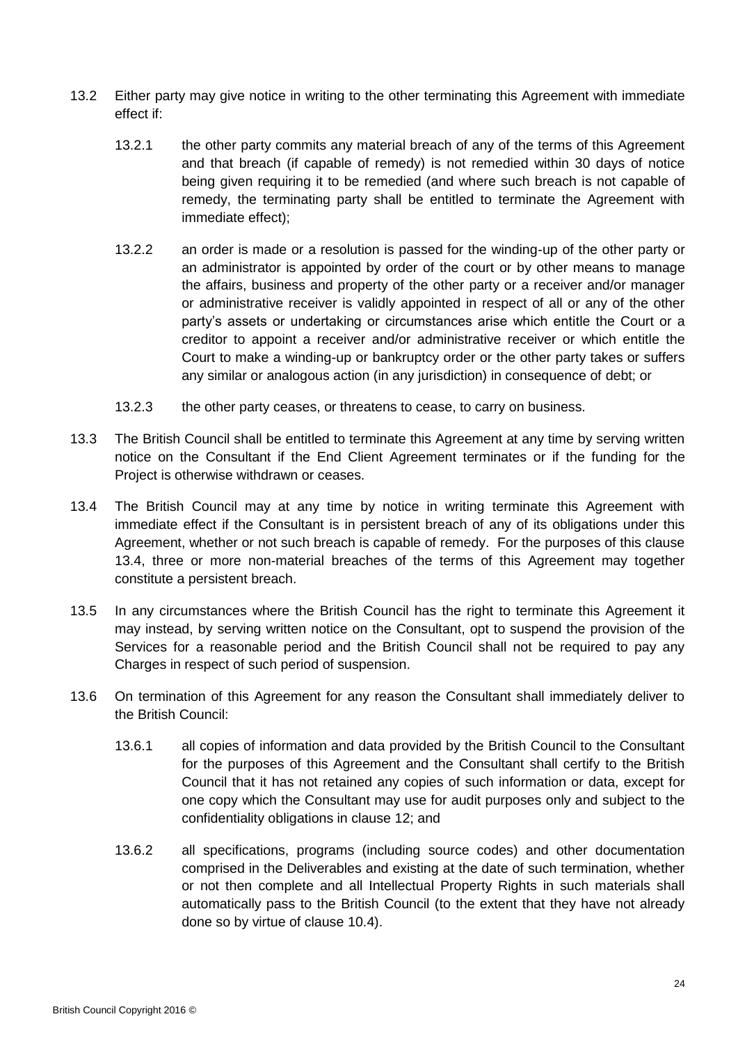13.2 Either party may give notice in writing to the other terminating this Agreement with immediate effect if:

 13.2.1 the other party commits any material breach of any of the terms of this Agreement and that breach (if capable of remedy) is not remedied within 30 days of notice being given requiring it to be remedied (and where such breach is not capable of remedy, the terminating party shall be entitled to terminate the Agreement with immediate effect);

 13.2.2 an order is made or a resolution is passed for the winding-up of the other party or an administrator is appointed by order of the court or by other means to manage the affairs, business and property of the other party or a receiver and/or manager or administrative receiver is validly appointed in respect of all or any of the other party's assets or undertaking or circumstances arise which entitle the Court or a creditor to appoint a receiver and/or administrative receiver or which entitle the Court to make a winding-up or bankruptcy order or the other party takes or suffers any similar or analogous action (in any jurisdiction) in consequence of debt; or

 13.2.3 the other party ceases, or threatens to cease, to carry on business.

13.3 The British Council shall be entitled to terminate this Agreement at any time by serving written notice on the Consultant if the End Client Agreement terminates or if the funding for the Project is otherwise withdrawn or ceases.

13.4 The British Council may at any time by notice in writing terminate this Agreement with immediate effect if the Consultant is in persistent breach of any of its obligations under this Agreement, whether or not such breach is capable of remedy. For the purposes of this clause 13.4, three or more non-material breaches of the terms of this Agreement may together constitute a persistent breach.

13.5 In any circumstances where the British Council has the right to terminate this Agreement it may instead, by serving written notice on the Consultant, opt to suspend the provision of the Services for a reasonable period and the British Council shall not be required to pay any Charges in respect of such period of suspension.

13.6 On termination of this Agreement for any reason the Consultant shall immediately deliver to the British Council:

 13.6.1 all copies of information and data provided by the British Council to the Consultant for the purposes of this Agreement and the Consultant shall certify to the British Council that it has not retained any copies of such information or data, except for one copy which the Consultant may use for audit purposes only and subject to the confidentiality obligations in clause 12; and

 13.6.2 all specifications, programs (including source codes) and other documentation comprised in the Deliverables and existing at the date of such termination, whether or not then complete and all Intellectual Property Rights in such materials shall automatically pass to the British Council (to the extent that they have not already done so by virtue of clause 10.4).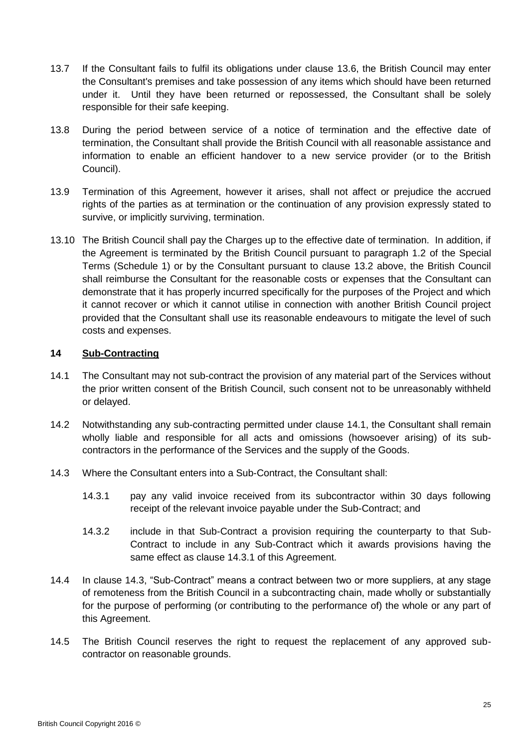13.7 If the Consultant fails to fulfil its obligations under clause 13.6, the British Council may enter the Consultant's premises and take possession of any items which should have been returned under it. Until they have been returned or repossessed, the Consultant shall be solely responsible for their safe keeping.

13.8 During the period between service of a notice of termination and the effective date of termination, the Consultant shall provide the British Council with all reasonable assistance and information to enable an efficient handover to a new service provider (or to the British Council).

13.9 Termination of this Agreement, however it arises, shall not affect or prejudice the accrued rights of the parties as at termination or the continuation of any provision expressly stated to survive, or implicitly surviving, termination.

13.10 The British Council shall pay the Charges up to the effective date of termination. In addition, if the Agreement is terminated by the British Council pursuant to paragraph 1.2 of the Special Terms (Schedule 1) or by the Consultant pursuant to clause 13.2 above, the British Council shall reimburse the Consultant for the reasonable costs or expenses that the Consultant can demonstrate that it has properly incurred specifically for the purposes of the Project and which it cannot recover or which it cannot utilise in connection with another British Council project provided that the Consultant shall use its reasonable endeavours to mitigate the level of such costs and expenses.

## 14 Sub-Contracting

14.1 The Consultant may not sub-contract the provision of any material part of the Services without the prior written consent of the British Council, such consent not to be unreasonably withheld or delayed.

14.2 Notwithstanding any sub-contracting permitted under clause 14.1, the Consultant shall remain wholly liable and responsible for all acts and omissions (howsoever arising) of its sub-contractors in the performance of the Services and the supply of the Goods.

14.3 Where the Consultant enters into a Sub-Contract, the Consultant shall:

14.3.1 pay any valid invoice received from its subcontractor within 30 days following receipt of the relevant invoice payable under the Sub-Contract; and

14.3.2 include in that Sub-Contract a provision requiring the counterparty to that Sub-Contract to include in any Sub-Contract which it awards provisions having the same effect as clause 14.3.1 of this Agreement.

14.4 In clause 14.3, "Sub-Contract" means a contract between two or more suppliers, at any stage of remoteness from the British Council in a subcontracting chain, made wholly or substantially for the purpose of performing (or contributing to the performance of) the whole or any part of this Agreement.

14.5 The British Council reserves the right to request the replacement of any approved sub-contractor on reasonable grounds.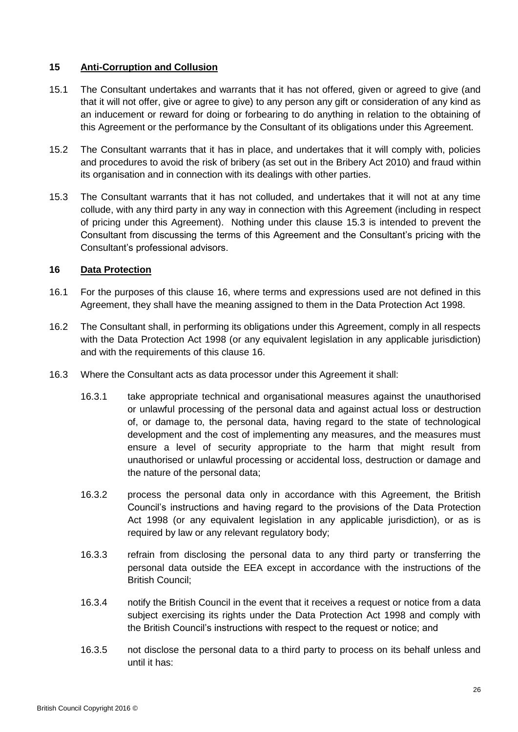## 15 Anti-Corruption and Collusion

15.1 The Consultant undertakes and warrants that it has not offered, given or agreed to give (and that it will not offer, give or agree to give) to any person any gift or consideration of any kind as an inducement or reward for doing or forbearing to do anything in relation to the obtaining of this Agreement or the performance by the Consultant of its obligations under this Agreement.

15.2 The Consultant warrants that it has in place, and undertakes that it will comply with, policies and procedures to avoid the risk of bribery (as set out in the Bribery Act 2010) and fraud within its organisation and in connection with its dealings with other parties.

15.3 The Consultant warrants that it has not colluded, and undertakes that it will not at any time collude, with any third party in any way in connection with this Agreement (including in respect of pricing under this Agreement). Nothing under this clause 15.3 is intended to prevent the Consultant from discussing the terms of this Agreement and the Consultant's pricing with the Consultant's professional advisors.

## 16 Data Protection

16.1 For the purposes of this clause 16, where terms and expressions used are not defined in this Agreement, they shall have the meaning assigned to them in the Data Protection Act 1998.

16.2 The Consultant shall, in performing its obligations under this Agreement, comply in all respects with the Data Protection Act 1998 (or any equivalent legislation in any applicable jurisdiction) and with the requirements of this clause 16.

16.3 Where the Consultant acts as data processor under this Agreement it shall:

16.3.1 take appropriate technical and organisational measures against the unauthorised or unlawful processing of the personal data and against actual loss or destruction of, or damage to, the personal data, having regard to the state of technological development and the cost of implementing any measures, and the measures must ensure a level of security appropriate to the harm that might result from unauthorised or unlawful processing or accidental loss, destruction or damage and the nature of the personal data;

16.3.2 process the personal data only in accordance with this Agreement, the British Council's instructions and having regard to the provisions of the Data Protection Act 1998 (or any equivalent legislation in any applicable jurisdiction), or as is required by law or any relevant regulatory body;

16.3.3 refrain from disclosing the personal data to any third party or transferring the personal data outside the EEA except in accordance with the instructions of the British Council;

16.3.4 notify the British Council in the event that it receives a request or notice from a data subject exercising its rights under the Data Protection Act 1998 and comply with the British Council's instructions with respect to the request or notice; and

16.3.5 not disclose the personal data to a third party to process on its behalf unless and until it has: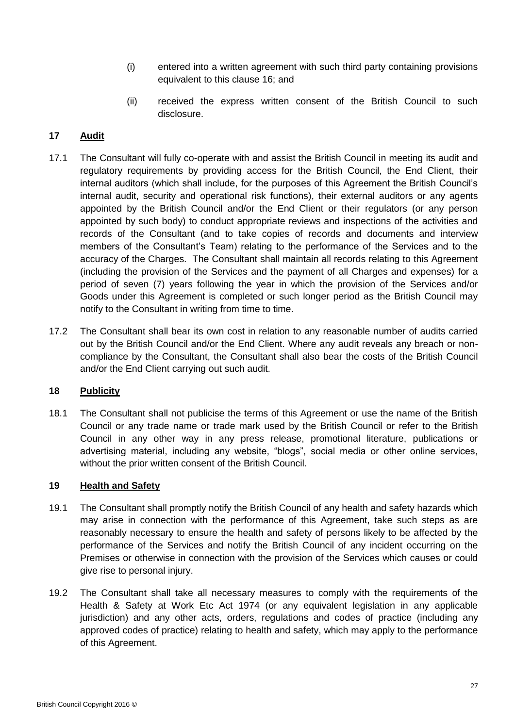(i) entered into a written agreement with such third party containing provisions equivalent to this clause 16; and

(ii) received the express written consent of the British Council to such disclosure.

## 17 Audit

17.1 The Consultant will fully co-operate with and assist the British Council in meeting its audit and regulatory requirements by providing access for the British Council, the End Client, their internal auditors (which shall include, for the purposes of this Agreement the British Council's internal audit, security and operational risk functions), their external auditors or any agents appointed by the British Council and/or the End Client or their regulators (or any person appointed by such body) to conduct appropriate reviews and inspections of the activities and records of the Consultant (and to take copies of records and documents and interview members of the Consultant's Team) relating to the performance of the Services and to the accuracy of the Charges. The Consultant shall maintain all records relating to this Agreement (including the provision of the Services and the payment of all Charges and expenses) for a period of seven (7) years following the year in which the provision of the Services and/or Goods under this Agreement is completed or such longer period as the British Council may notify to the Consultant in writing from time to time.

17.2 The Consultant shall bear its own cost in relation to any reasonable number of audits carried out by the British Council and/or the End Client. Where any audit reveals any breach or non-compliance by the Consultant, the Consultant shall also bear the costs of the British Council and/or the End Client carrying out such audit.

## 18 Publicity

18.1 The Consultant shall not publicise the terms of this Agreement or use the name of the British Council or any trade name or trade mark used by the British Council or refer to the British Council in any other way in any press release, promotional literature, publications or advertising material, including any website, "blogs", social media or other online services, without the prior written consent of the British Council.

## 19 Health and Safety

19.1 The Consultant shall promptly notify the British Council of any health and safety hazards which may arise in connection with the performance of this Agreement, take such steps as are reasonably necessary to ensure the health and safety of persons likely to be affected by the performance of the Services and notify the British Council of any incident occurring on the Premises or otherwise in connection with the provision of the Services which causes or could give rise to personal injury.

19.2 The Consultant shall take all necessary measures to comply with the requirements of the Health & Safety at Work Etc Act 1974 (or any equivalent legislation in any applicable jurisdiction) and any other acts, orders, regulations and codes of practice (including any approved codes of practice) relating to health and safety, which may apply to the performance of this Agreement.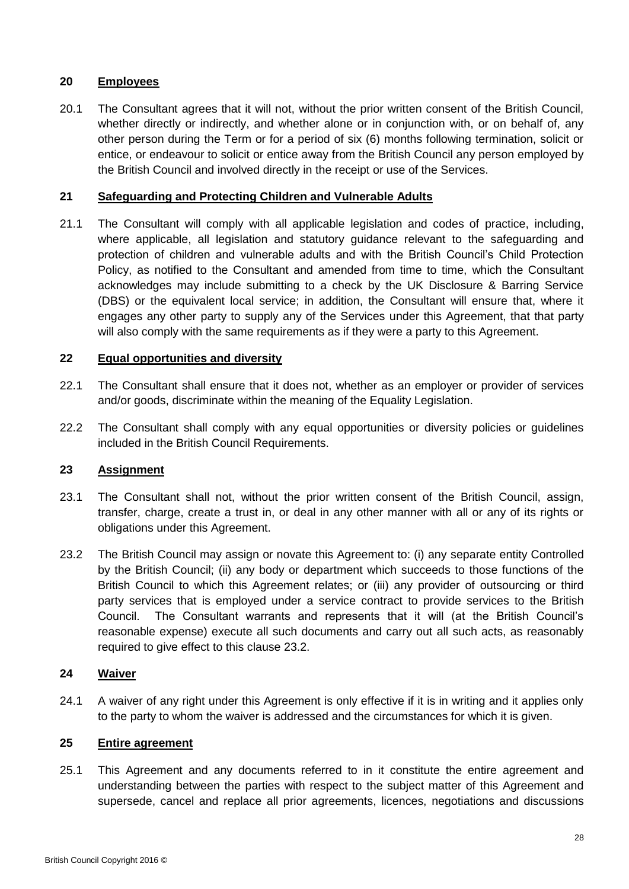## 20 Employees

20.1 The Consultant agrees that it will not, without the prior written consent of the British Council, whether directly or indirectly, and whether alone or in conjunction with, or on behalf of, any other person during the Term or for a period of six (6) months following termination, solicit or entice, or endeavour to solicit or entice away from the British Council any person employed by the British Council and involved directly in the receipt or use of the Services.

## 21 Safeguarding and Protecting Children and Vulnerable Adults

21.1 The Consultant will comply with all applicable legislation and codes of practice, including, where applicable, all legislation and statutory guidance relevant to the safeguarding and protection of children and vulnerable adults and with the British Council's Child Protection Policy, as notified to the Consultant and amended from time to time, which the Consultant acknowledges may include submitting to a check by the UK Disclosure & Barring Service (DBS) or the equivalent local service; in addition, the Consultant will ensure that, where it engages any other party to supply any of the Services under this Agreement, that that party will also comply with the same requirements as if they were a party to this Agreement.

## 22 Equal opportunities and diversity

22.1 The Consultant shall ensure that it does not, whether as an employer or provider of services and/or goods, discriminate within the meaning of the Equality Legislation.

22.2 The Consultant shall comply with any equal opportunities or diversity policies or guidelines included in the British Council Requirements.

## 23 Assignment

23.1 The Consultant shall not, without the prior written consent of the British Council, assign, transfer, charge, create a trust in, or deal in any other manner with all or any of its rights or obligations under this Agreement.

23.2 The British Council may assign or novate this Agreement to: (i) any separate entity Controlled by the British Council; (ii) any body or department which succeeds to those functions of the British Council to which this Agreement relates; or (iii) any provider of outsourcing or third party services that is employed under a service contract to provide services to the British Council. The Consultant warrants and represents that it will (at the British Council's reasonable expense) execute all such documents and carry out all such acts, as reasonably required to give effect to this clause 23.2.

## 24 Waiver

24.1 A waiver of any right under this Agreement is only effective if it is in writing and it applies only to the party to whom the waiver is addressed and the circumstances for which it is given.

## 25 Entire agreement

25.1 This Agreement and any documents referred to in it constitute the entire agreement and understanding between the parties with respect to the subject matter of this Agreement and supersede, cancel and replace all prior agreements, licences, negotiations and discussions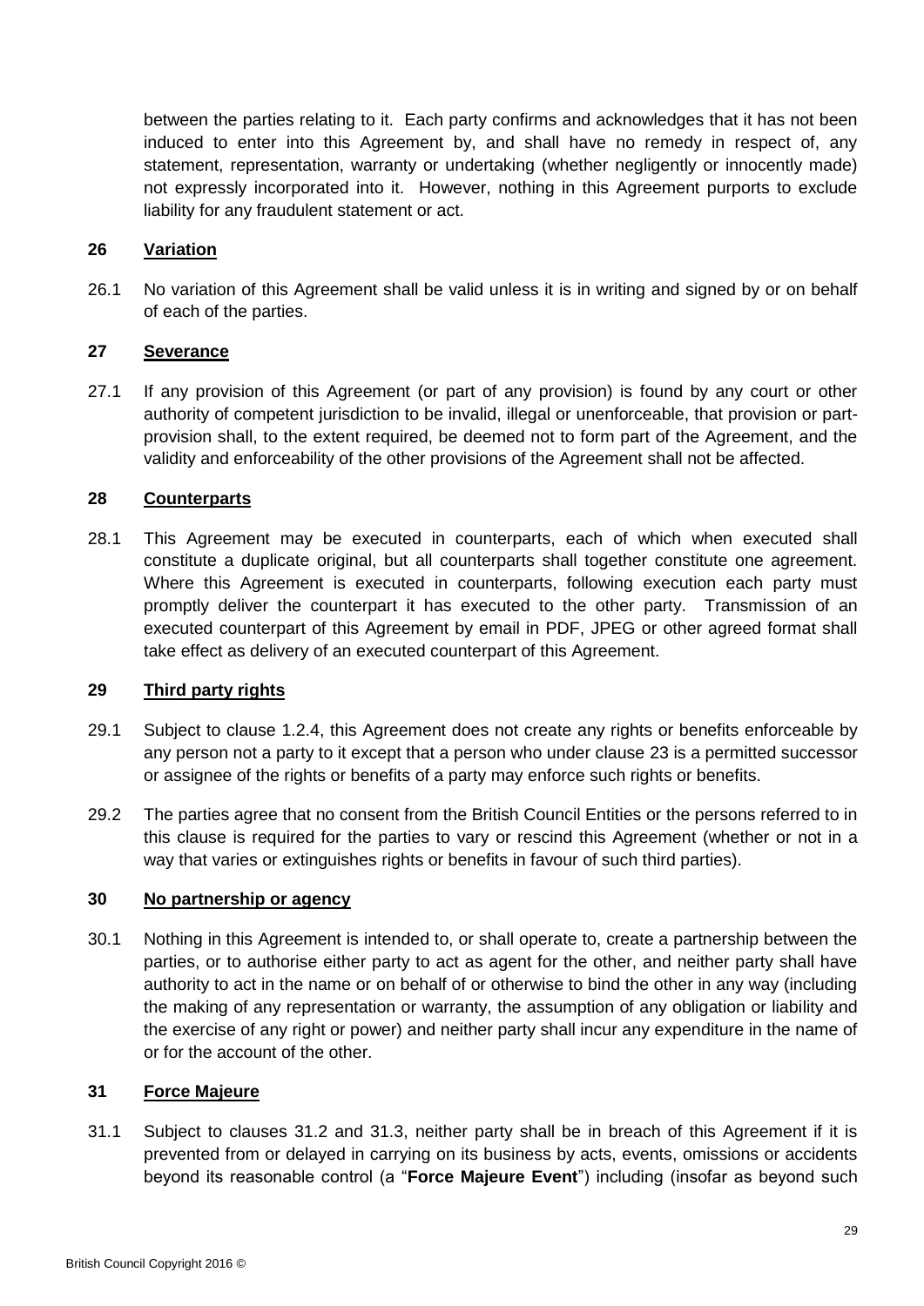between the parties relating to it. Each party confirms and acknowledges that it has not been induced to enter into this Agreement by, and shall have no remedy in respect of, any statement, representation, warranty or undertaking (whether negligently or innocently made) not expressly incorporated into it. However, nothing in this Agreement purports to exclude liability for any fraudulent statement or act.

## 26 Variation

26.1 No variation of this Agreement shall be valid unless it is in writing and signed by or on behalf of each of the parties.

## 27 Severance

27.1 If any provision of this Agreement (or part of any provision) is found by any court or other authority of competent jurisdiction to be invalid, illegal or unenforceable, that provision or part-provision shall, to the extent required, be deemed not to form part of the Agreement, and the validity and enforceability of the other provisions of the Agreement shall not be affected.

## 28 Counterparts

28.1 This Agreement may be executed in counterparts, each of which when executed shall constitute a duplicate original, but all counterparts shall together constitute one agreement. Where this Agreement is executed in counterparts, following execution each party must promptly deliver the counterpart it has executed to the other party. Transmission of an executed counterpart of this Agreement by email in PDF, JPEG or other agreed format shall take effect as delivery of an executed counterpart of this Agreement.

## 29 Third party rights

29.1 Subject to clause 1.2.4, this Agreement does not create any rights or benefits enforceable by any person not a party to it except that a person who under clause 23 is a permitted successor or assignee of the rights or benefits of a party may enforce such rights or benefits.

29.2 The parties agree that no consent from the British Council Entities or the persons referred to in this clause is required for the parties to vary or rescind this Agreement (whether or not in a way that varies or extinguishes rights or benefits in favour of such third parties).

## 30 No partnership or agency

30.1 Nothing in this Agreement is intended to, or shall operate to, create a partnership between the parties, or to authorise either party to act as agent for the other, and neither party shall have authority to act in the name or on behalf of or otherwise to bind the other in any way (including the making of any representation or warranty, the assumption of any obligation or liability and the exercise of any right or power) and neither party shall incur any expenditure in the name of or for the account of the other.

## 31 Force Majeure

31.1 Subject to clauses 31.2 and 31.3, neither party shall be in breach of this Agreement if it is prevented from or delayed in carrying on its business by acts, events, omissions or accidents beyond its reasonable control (a "**Force Majeure Event**") including (insofar as beyond such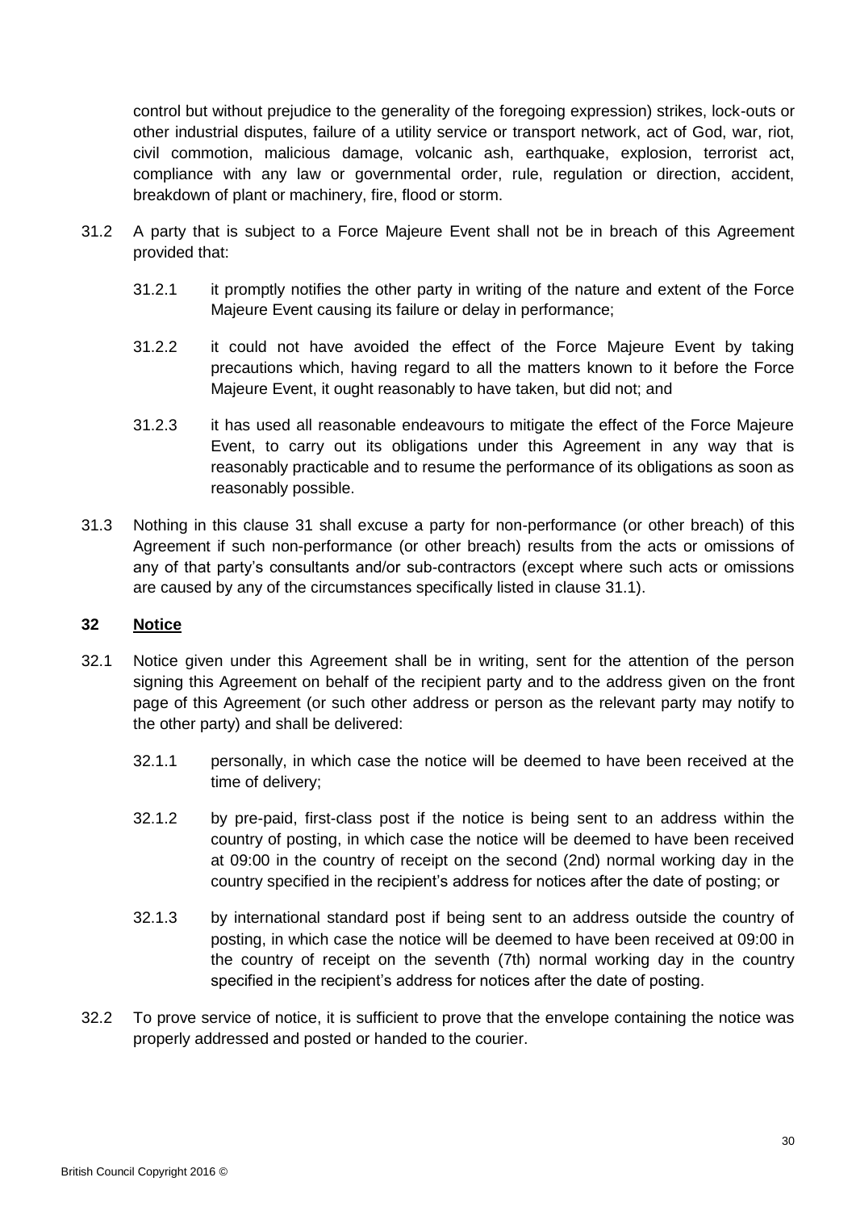control but without prejudice to the generality of the foregoing expression) strikes, lock-outs or other industrial disputes, failure of a utility service or transport network, act of God, war, riot, civil commotion, malicious damage, volcanic ash, earthquake, explosion, terrorist act, compliance with any law or governmental order, rule, regulation or direction, accident, breakdown of plant or machinery, fire, flood or storm.

31.2 A party that is subject to a Force Majeure Event shall not be in breach of this Agreement provided that:

31.2.1 it promptly notifies the other party in writing of the nature and extent of the Force Majeure Event causing its failure or delay in performance;

31.2.2 it could not have avoided the effect of the Force Majeure Event by taking precautions which, having regard to all the matters known to it before the Force Majeure Event, it ought reasonably to have taken, but did not; and

31.2.3 it has used all reasonable endeavours to mitigate the effect of the Force Majeure Event, to carry out its obligations under this Agreement in any way that is reasonably practicable and to resume the performance of its obligations as soon as reasonably possible.

31.3 Nothing in this clause 31 shall excuse a party for non-performance (or other breach) of this Agreement if such non-performance (or other breach) results from the acts or omissions of any of that party's consultants and/or sub-contractors (except where such acts or omissions are caused by any of the circumstances specifically listed in clause 31.1).

## 32 Notice

32.1 Notice given under this Agreement shall be in writing, sent for the attention of the person signing this Agreement on behalf of the recipient party and to the address given on the front page of this Agreement (or such other address or person as the relevant party may notify to the other party) and shall be delivered:

32.1.1 personally, in which case the notice will be deemed to have been received at the time of delivery;

32.1.2 by pre-paid, first-class post if the notice is being sent to an address within the country of posting, in which case the notice will be deemed to have been received at 09:00 in the country of receipt on the second (2nd) normal working day in the country specified in the recipient's address for notices after the date of posting; or

32.1.3 by international standard post if being sent to an address outside the country of posting, in which case the notice will be deemed to have been received at 09:00 in the country of receipt on the seventh (7th) normal working day in the country specified in the recipient's address for notices after the date of posting.

32.2 To prove service of notice, it is sufficient to prove that the envelope containing the notice was properly addressed and posted or handed to the courier.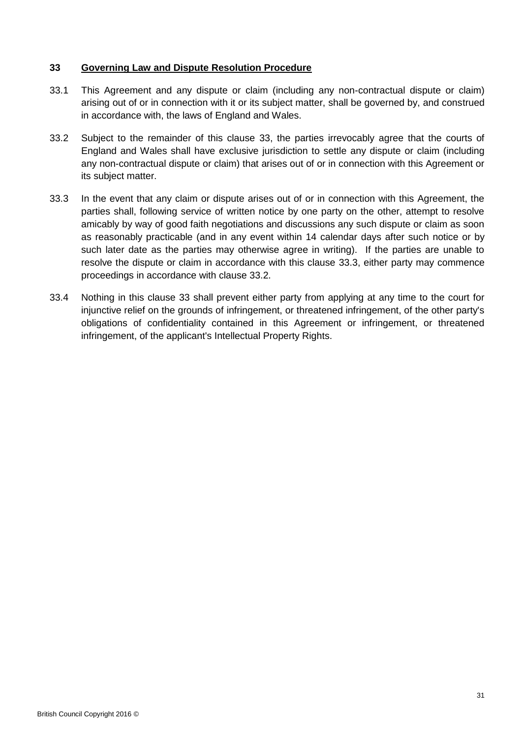## 33 Governing Law and Dispute Resolution Procedure

33.1 This Agreement and any dispute or claim (including any non-contractual dispute or claim) arising out of or in connection with it or its subject matter, shall be governed by, and construed in accordance with, the laws of England and Wales.

33.2 Subject to the remainder of this clause 33, the parties irrevocably agree that the courts of England and Wales shall have exclusive jurisdiction to settle any dispute or claim (including any non-contractual dispute or claim) that arises out of or in connection with this Agreement or its subject matter.

33.3 In the event that any claim or dispute arises out of or in connection with this Agreement, the parties shall, following service of written notice by one party on the other, attempt to resolve amicably by way of good faith negotiations and discussions any such dispute or claim as soon as reasonably practicable (and in any event within 14 calendar days after such notice or by such later date as the parties may otherwise agree in writing). If the parties are unable to resolve the dispute or claim in accordance with this clause 33.3, either party may commence proceedings in accordance with clause 33.2.

33.4 Nothing in this clause 33 shall prevent either party from applying at any time to the court for injunctive relief on the grounds of infringement, or threatened infringement, of the other party's obligations of confidentiality contained in this Agreement or infringement, or threatened infringement, of the applicant's Intellectual Property Rights.